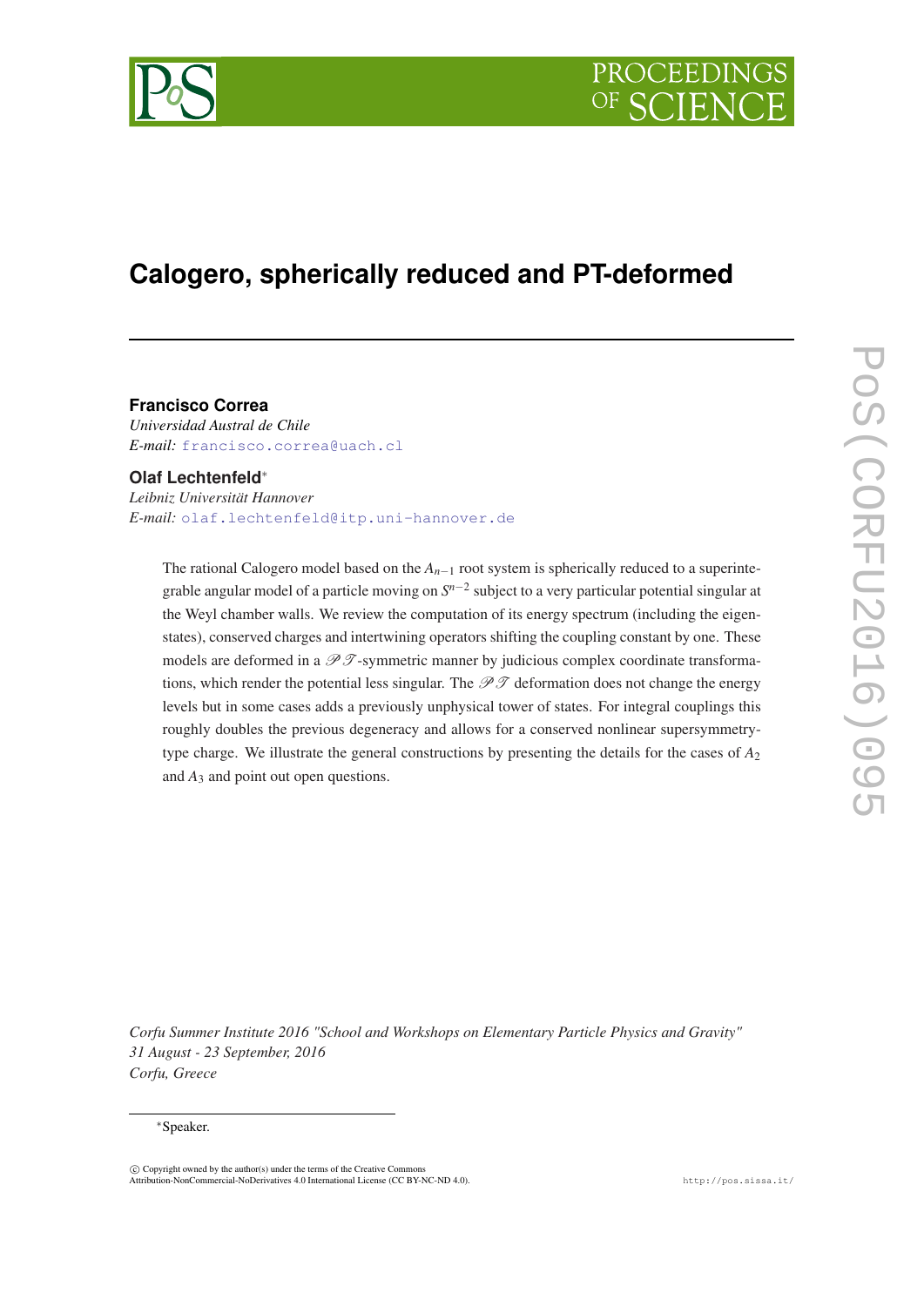# Calogero, spherically reduced and PT-deformed

**Francisco Correa**
*Universidad Austral de Chile*
*E-mail:* francisco.correa@uach.cl

**Olaf Lechtenfeld***
*Leibniz Universität Hannover*
*E-mail:* olaf.lechtenfeld@itp.uni-hannover.de

The rational Calogero model based on the $A_{n-1}$ root system is spherically reduced to a superintegrable angular model of a particle moving on $S^{n-2}$ subject to a very particular potential singular at the Weyl chamber walls. We review the computation of its energy spectrum (including the eigenstates), conserved charges and intertwining operators shifting the coupling constant by one. These models are deformed in a $\mathcal{PT}$-symmetric manner by judicious complex coordinate transformations, which render the potential less singular. The $\mathcal{PT}$ deformation does not change the energy levels but in some cases adds a previously unphysical tower of states. For integral couplings this roughly doubles the previous degeneracy and allows for a conserved nonlinear supersymmetry-type charge. We illustrate the general constructions by presenting the details for the cases of $A_2$ and $A_3$ and point out open questions.

*Corfu Summer Institute 2016 "School and Workshops on Elementary Particle Physics and Gravity"*
*31 August - 23 September, 2016*
*Corfu, Greece*

*Speaker.

© Copyright owned by the author(s) under the terms of the Creative Commons Attribution-NonCommercial-NoDerivatives 4.0 International License (CC BY-NC-ND 4.0).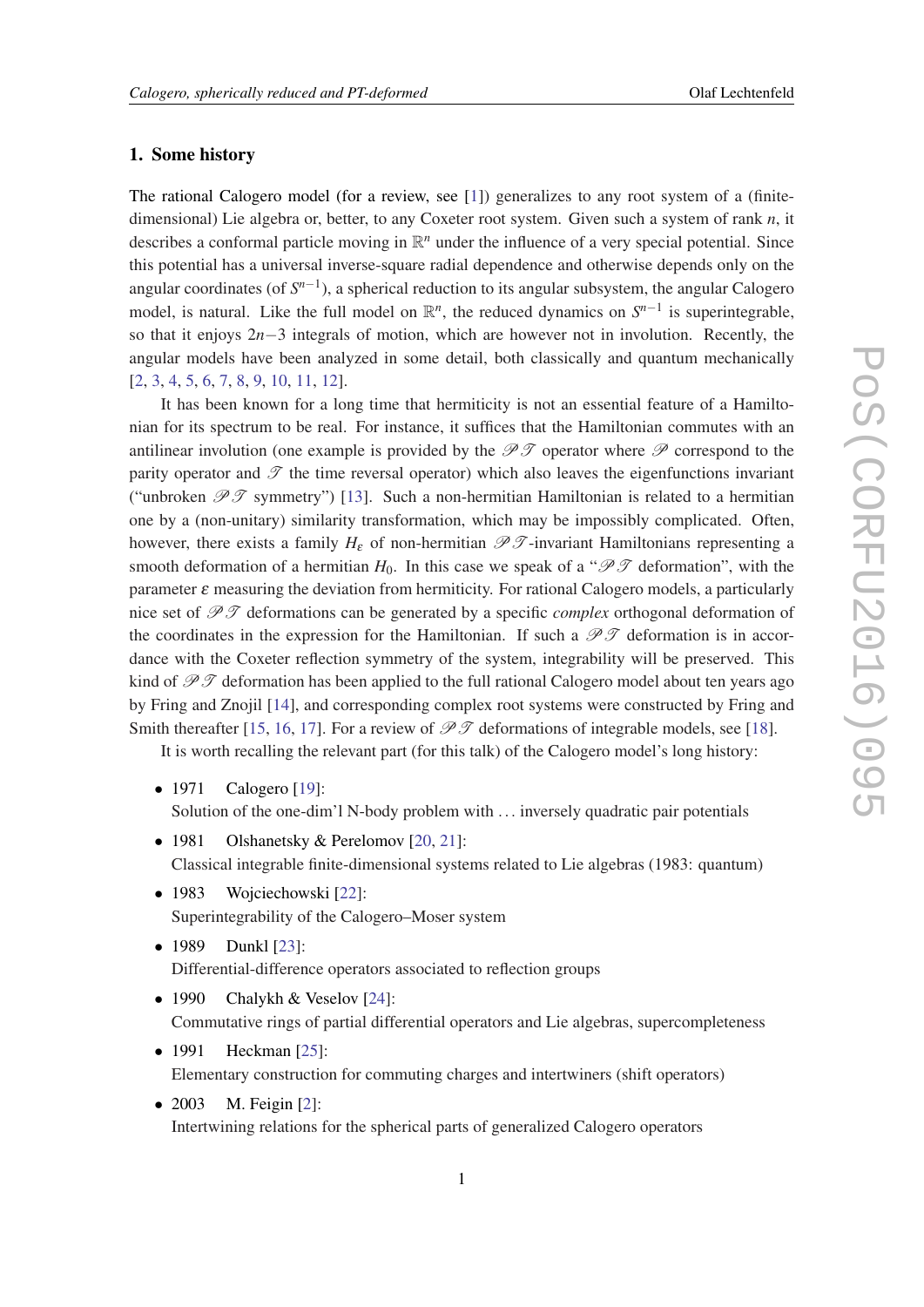## 1. Some history

The rational Calogero model (for a review, see [1]) generalizes to any root system of a (finite-dimensional) Lie algebra or, better, to any Coxeter root system. Given such a system of rank $n$, it describes a conformal particle moving in $\mathbb{R}^n$ under the influence of a very special potential. Since this potential has a universal inverse-square radial dependence and otherwise depends only on the angular coordinates (of $S^{n-1}$), a spherical reduction to its angular subsystem, the angular Calogero model, is natural. Like the full model on $\mathbb{R}^n$, the reduced dynamics on $S^{n-1}$ is superintegrable, so that it enjoys $2n-3$ integrals of motion, which are however not in involution. Recently, the angular models have been analyzed in some detail, both classically and quantum mechanically [2, 3, 4, 5, 6, 7, 8, 9, 10, 11, 12].

It has been known for a long time that hermiticity is not an essential feature of a Hamiltonian for its spectrum to be real. For instance, it suffices that the Hamiltonian commutes with an antilinear involution (one example is provided by the $\mathscr{PT}$ operator where $\mathscr{P}$ correspond to the parity operator and $\mathscr{T}$ the time reversal operator) which also leaves the eigenfunctions invariant ("unbroken $\mathscr{PT}$ symmetry") [13]. Such a non-hermitian Hamiltonian is related to a hermitian one by a (non-unitary) similarity transformation, which may be impossibly complicated. Often, however, there exists a family $H_\varepsilon$ of non-hermitian $\mathscr{PT}$-invariant Hamiltonians representing a smooth deformation of a hermitian $H_0$. In this case we speak of a "$\mathscr{PT}$ deformation", with the parameter $\varepsilon$ measuring the deviation from hermiticity. For rational Calogero models, a particularly nice set of $\mathscr{PT}$ deformations can be generated by a specific *complex* orthogonal deformation of the coordinates in the expression for the Hamiltonian. If such a $\mathscr{PT}$ deformation is in accordance with the Coxeter reflection symmetry of the system, integrability will be preserved. This kind of $\mathscr{PT}$ deformation has been applied to the full rational Calogero model about ten years ago by Fring and Znojil [14], and corresponding complex root systems were constructed by Fring and Smith thereafter [15, 16, 17]. For a review of $\mathscr{PT}$ deformations of integrable models, see [18].

It is worth recalling the relevant part (for this talk) of the Calogero model's long history:

- 1971  Calogero [19]:
  Solution of the one-dim'l N-body problem with … inversely quadratic pair potentials
- 1981  Olshanetsky & Perelomov [20, 21]:
  Classical integrable finite-dimensional systems related to Lie algebras (1983: quantum)
- 1983  Wojciechowski [22]:
  Superintegrability of the Calogero–Moser system
- 1989  Dunkl [23]:
  Differential-difference operators associated to reflection groups
- 1990  Chalykh & Veselov [24]:
  Commutative rings of partial differential operators and Lie algebras, supercompleteness
- 1991  Heckman [25]:
  Elementary construction for commuting charges and intertwiners (shift operators)
- 2003  M. Feigin [2]:
  Intertwining relations for the spherical parts of generalized Calogero operators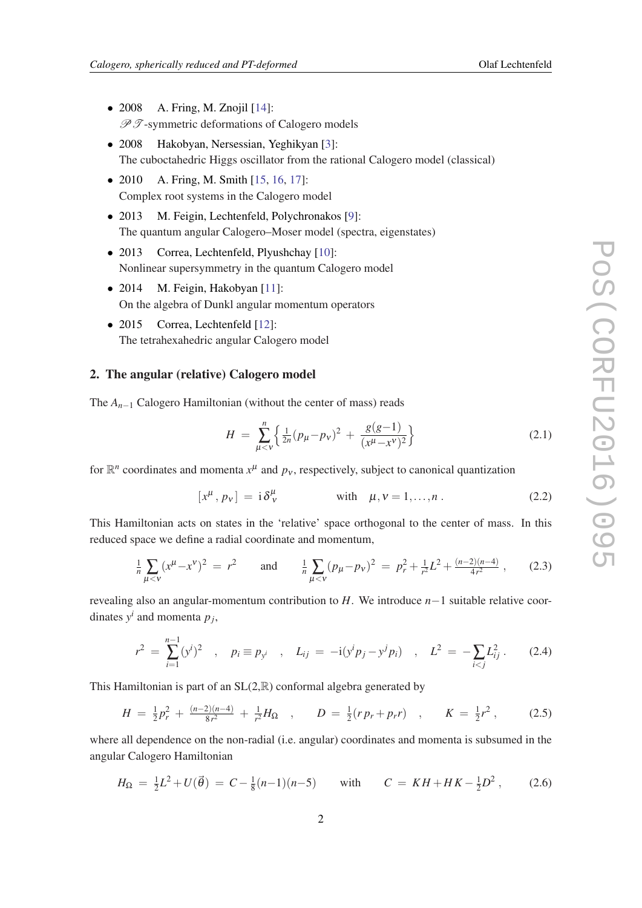- 2008 A. Fring, M. Znojil [14]:
  $\mathscr{P}\mathscr{T}$-symmetric deformations of Calogero models
- 2008 Hakobyan, Nersessian, Yeghikyan [3]:
  The cuboctahedric Higgs oscillator from the rational Calogero model (classical)
- 2010 A. Fring, M. Smith [15, 16, 17]:
  Complex root systems in the Calogero model
- 2013 M. Feigin, Lechtenfeld, Polychronakos [9]:
  The quantum angular Calogero–Moser model (spectra, eigenstates)
- 2013 Correa, Lechtenfeld, Plyushchay [10]:
  Nonlinear supersymmetry in the quantum Calogero model
- 2014 M. Feigin, Hakobyan [11]:
  On the algebra of Dunkl angular momentum operators
- 2015 Correa, Lechtenfeld [12]:
  The tetrahexahedric angular Calogero model

## 2. The angular (relative) Calogero model

The $A_{n-1}$ Calogero Hamiltonian (without the center of mass) reads

$$H \;=\; \sum_{\mu<\nu}^{n} \Big\{ \tfrac{1}{2n}(p_\mu - p_\nu)^2 \;+\; \frac{g(g-1)}{(x^\mu - x^\nu)^2} \Big\} \tag{2.1}$$

for $\mathbb{R}^n$ coordinates and momenta $x^\mu$ and $p_\nu$, respectively, subject to canonical quantization

$$[x^\mu\,,\,p_\nu] \;=\; \mathrm{i}\,\delta^\mu_\nu \qquad\qquad \text{with} \quad \mu,\nu = 1,\ldots,n\;. \tag{2.2}$$

This Hamiltonian acts on states in the 'relative' space orthogonal to the center of mass. In this reduced space we define a radial coordinate and momentum,

$$\tfrac{1}{n}\sum_{\mu<\nu}(x^\mu - x^\nu)^2 \;=\; r^2 \qquad \text{and} \qquad \tfrac{1}{n}\sum_{\mu<\nu}(p_\mu - p_\nu)^2 \;=\; p_r^2 + \tfrac{1}{r^2}L^2 + \tfrac{(n-2)(n-4)}{4r^2}\;, \tag{2.3}$$

revealing also an angular-momentum contribution to $H$. We introduce $n-1$ suitable relative coordinates $y^i$ and momenta $p_j$,

$$r^2 \;=\; \sum_{i=1}^{n-1}(y^i)^2 \quad,\quad p_i \equiv p_{y^i} \quad,\quad L_{ij} \;=\; -\mathrm{i}(y^i p_j - y^j p_i) \quad,\quad L^2 \;=\; -\sum_{i<j} L_{ij}^2\,. \tag{2.4}$$

This Hamiltonian is part of an SL(2,$\mathbb{R}$) conformal algebra generated by

$$H \;=\; \tfrac{1}{2}p_r^2 \;+\; \tfrac{(n-2)(n-4)}{8r^2} \;+\; \tfrac{1}{r^2}H_\Omega \quad,\qquad D \;=\; \tfrac{1}{2}(r\,p_r + p_r r) \quad,\qquad K \;=\; \tfrac{1}{2}r^2\,, \tag{2.5}$$

where all dependence on the non-radial (i.e. angular) coordinates and momenta is subsumed in the angular Calogero Hamiltonian

$$H_\Omega \;=\; \tfrac{1}{2}L^2 + U(\vec{\theta}) \;=\; C - \tfrac{1}{8}(n-1)(n-5) \qquad \text{with} \qquad C \;=\; KH + HK - \tfrac{1}{2}D^2\,, \tag{2.6}$$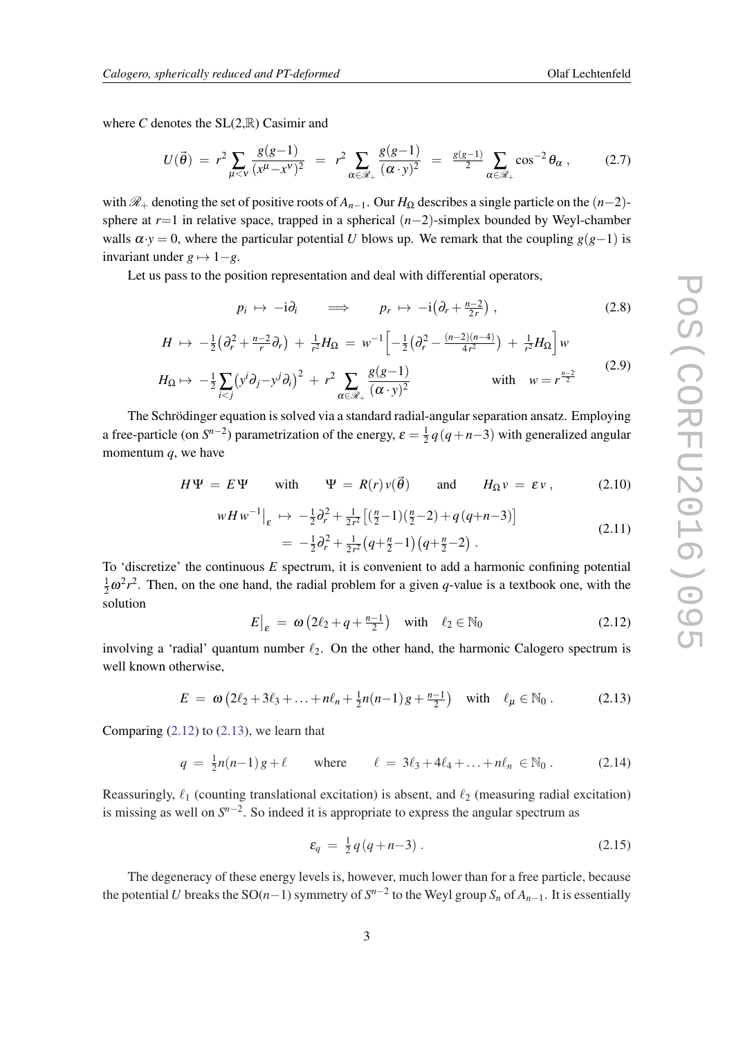where $C$ denotes the SL(2,$\mathbb{R}$) Casimir and

$$U(\vec{\theta}) \;=\; r^2 \sum_{\mu<\nu} \frac{g(g-1)}{(x^\mu - x^\nu)^2} \;=\; r^2 \sum_{\alpha\in\mathscr{R}_+} \frac{g(g-1)}{(\alpha\cdot y)^2} \;=\; \tfrac{g(g-1)}{2} \sum_{\alpha\in\mathscr{R}_+} \cos^{-2}\theta_\alpha\;, \tag{2.7}$$

with $\mathscr{R}_+$ denoting the set of positive roots of $A_{n-1}$. Our $H_\Omega$ describes a single particle on the $(n-2)$-sphere at $r{=}1$ in relative space, trapped in a spherical $(n-2)$-simplex bounded by Weyl-chamber walls $\alpha{\cdot}y = 0$, where the particular potential $U$ blows up. We remark that the coupling $g(g-1)$ is invariant under $g \mapsto 1-g$.

Let us pass to the position representation and deal with differential operators,

$$p_i \;\mapsto\; -\mathrm{i}\partial_i \qquad \Longrightarrow \qquad p_r \;\mapsto\; -\mathrm{i}\big(\partial_r + \tfrac{n-2}{2r}\big)\;, \tag{2.8}$$

$$\begin{aligned} H \;&\mapsto\; -\tfrac12\big(\partial_r^2 + \tfrac{n-2}{r}\partial_r\big) \;+\; \tfrac{1}{r^2}H_\Omega \;=\; w^{-1}\Big[-\tfrac12\big(\partial_r^2 - \tfrac{(n-2)(n-4)}{4r^2}\big) \;+\; \tfrac{1}{r^2}H_\Omega\Big]\,w \\ H_\Omega \mapsto\; &-\tfrac12 \sum_{i<j}\big(y^i\partial_j - y^j\partial_i\big)^2 \;+\; r^2 \sum_{\alpha\in\mathscr{R}_+} \frac{g(g-1)}{(\alpha\cdot y)^2} \qquad\qquad \text{with} \quad w = r^{\frac{n-2}{2}} \end{aligned} \tag{2.9}$$

The Schrödinger equation is solved via a standard radial-angular separation ansatz. Employing a free-particle (on $S^{n-2}$) parametrization of the energy, $\varepsilon = \frac12\,q\,(q+n-3)$ with generalized angular momentum $q$, we have

$$H\Psi \;=\; E\,\Psi \qquad \text{with} \qquad \Psi \;=\; R(r)\,v(\vec{\theta}) \qquad \text{and} \qquad H_\Omega\, v \;=\; \varepsilon\, v\;, \tag{2.10}$$

$$\begin{aligned} wHw^{-1}\big|_\varepsilon \;&\mapsto\; -\tfrac12\partial_r^2 + \tfrac{1}{2r^2}\big[(\tfrac{n}{2}-1)(\tfrac{n}{2}-2) + q\,(q{+}n{-}3)\big] \\ &=\; -\tfrac12\partial_r^2 + \tfrac{1}{2r^2}\big(q{+}\tfrac{n}{2}{-}1\big)\big(q{+}\tfrac{n}{2}{-}2\big)\;. \end{aligned} \tag{2.11}$$

To 'discretize' the continuous $E$ spectrum, it is convenient to add a harmonic confining potential $\frac12\omega^2 r^2$. Then, on the one hand, the radial problem for a given $q$-value is a textbook one, with the solution

$$E\big|_\varepsilon \;=\; \omega\,\big(2\ell_2 + q + \tfrac{n-1}{2}\big) \quad \text{with} \quad \ell_2 \in \mathbb{N}_0 \tag{2.12}$$

involving a 'radial' quantum number $\ell_2$. On the other hand, the harmonic Calogero spectrum is well known otherwise,

$$E \;=\; \omega\,\big(2\ell_2 + 3\ell_3 + \ldots + n\ell_n + \tfrac12 n(n-1)\,g + \tfrac{n-1}{2}\big) \quad \text{with} \quad \ell_\mu \in \mathbb{N}_0\;. \tag{2.13}$$

Comparing (2.12) to (2.13), we learn that

$$q \;=\; \tfrac12 n(n-1)\,g + \ell \qquad \text{where} \qquad \ell \;=\; 3\ell_3 + 4\ell_4 + \ldots + n\ell_n \;\in \mathbb{N}_0\;. \tag{2.14}$$

Reassuringly, $\ell_1$ (counting translational excitation) is absent, and $\ell_2$ (measuring radial excitation) is missing as well on $S^{n-2}$. So indeed it is appropriate to express the angular spectrum as

$$\varepsilon_q \;=\; \tfrac12\,q\,(q+n-3)\;. \tag{2.15}$$

The degeneracy of these energy levels is, however, much lower than for a free particle, because the potential $U$ breaks the SO$(n-1)$ symmetry of $S^{n-2}$ to the Weyl group $S_n$ of $A_{n-1}$. It is essentially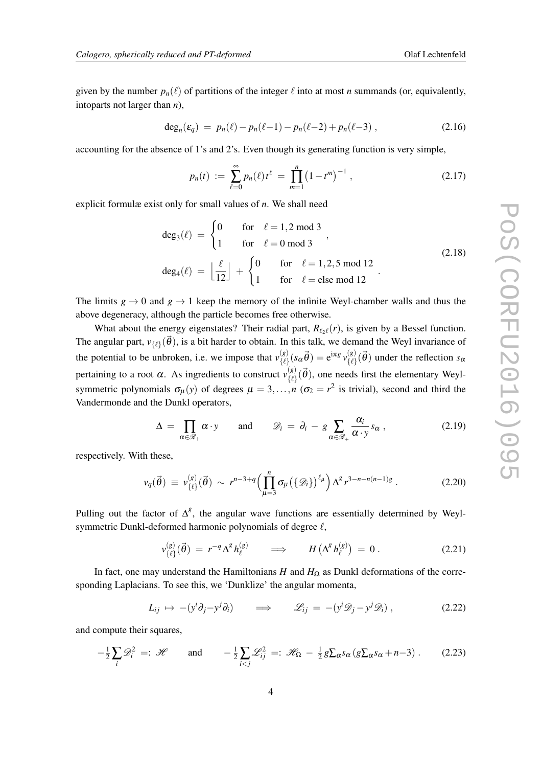given by the number $p_n(\ell)$ of partitions of the integer $\ell$ into at most $n$ summands (or, equivalently, intoparts not larger than $n$),

$$\deg_n(\varepsilon_q) \;=\; p_n(\ell) - p_n(\ell{-}1) - p_n(\ell{-}2) + p_n(\ell{-}3)\;, \tag{2.16}$$

accounting for the absence of 1's and 2's. Even though its generating function is very simple,

$$p_n(t) \;:=\; \sum_{\ell=0}^{\infty} p_n(\ell)\, t^\ell \;=\; \prod_{m=1}^{n} \bigl(1-t^m\bigr)^{-1}\;, \tag{2.17}$$

explicit formulæ exist only for small values of $n$. We shall need

$$\begin{aligned}
\deg_3(\ell) \;&=\; \begin{cases} 0 & \text{for} \quad \ell = 1,2 \bmod 3 \\ 1 & \text{for} \quad \ell = 0 \bmod 3 \end{cases}\;, \\
\deg_4(\ell) \;&=\; \Bigl\lfloor \frac{\ell}{12} \Bigr\rfloor \;+\; \begin{cases} 0 & \text{for} \quad \ell = 1,2,5 \bmod 12 \\ 1 & \text{for} \quad \ell = \text{else} \bmod 12 \end{cases}\;.
\end{aligned} \tag{2.18}$$

The limits $g \to 0$ and $g \to 1$ keep the memory of the infinite Weyl-chamber walls and thus the above degeneracy, although the particle becomes free otherwise.

What about the energy eigenstates? Their radial part, $R_{\ell_2\ell}(r)$, is given by a Bessel function. The angular part, $v_{\{\ell\}}(\vec\theta)$, is a bit harder to obtain. In this talk, we demand the Weyl invariance of the potential to be unbroken, i.e. we impose that $v^{(g)}_{\{\ell\}}(s_\alpha\vec\theta) = \mathrm{e}^{\mathrm{i}\pi g}\, v^{(g)}_{\{\ell\}}(\vec\theta)$ under the reflection $s_\alpha$ pertaining to a root $\alpha$. As ingredients to construct $v^{(g)}_{\{\ell\}}(\vec\theta)$, one needs first the elementary Weyl-symmetric polynomials $\sigma_\mu(y)$ of degrees $\mu = 3,\dots,n$ ($\sigma_2 = r^2$ is trivial), second and third the Vandermonde and the Dunkl operators,

$$\Delta \;=\; \prod_{\alpha\in\mathscr{R}_+} \alpha\cdot y \qquad \text{and} \qquad \mathscr{D}_i \;=\; \partial_i \;-\; g \sum_{\alpha\in\mathscr{R}_+} \frac{\alpha_i}{\alpha\cdot y}\, s_\alpha\;, \tag{2.19}$$

respectively. With these,

$$v_q(\vec\theta) \;\equiv\; v^{(g)}_{\{\ell\}}(\vec\theta) \;\sim\; r^{n-3+q} \Bigl( \prod_{\mu=3}^{n} \sigma_\mu\bigl(\{\mathscr{D}_i\}\bigr)^{\ell_\mu} \Bigr)\, \Delta^g\, r^{3-n-n(n-1)g}\;. \tag{2.20}$$

Pulling out the factor of $\Delta^g$, the angular wave functions are essentially determined by Weyl-symmetric Dunkl-deformed harmonic polynomials of degree $\ell$,

$$v^{(g)}_{\{\ell\}}(\vec\theta) \;=\; r^{-q}\, \Delta^g\, h^{(g)}_\ell \qquad \Longrightarrow \qquad H\bigl(\Delta^g h^{(g)}_\ell\bigr) \;=\; 0\;. \tag{2.21}$$

In fact, one may understand the Hamiltonians $H$ and $H_\Omega$ as Dunkl deformations of the corresponding Laplacians. To see this, we 'Dunklize' the angular momenta,

$$L_{ij} \;\mapsto\; -(y^i\partial_j - y^j\partial_i) \qquad \Longrightarrow \qquad \mathscr{L}_{ij} \;=\; -(y^i\mathscr{D}_j - y^j\mathscr{D}_i)\;, \tag{2.22}$$

and compute their squares,

$$-\tfrac12 \sum_i \mathscr{D}_i^2 \;=:\; \mathscr{H} \qquad \text{and} \qquad -\tfrac12 \sum_{i<j} \mathscr{L}_{ij}^2 \;=:\; \mathscr{H}_\Omega \;-\; \tfrac12\, g {\textstyle\sum_\alpha} s_\alpha \bigl(g {\textstyle\sum_\alpha} s_\alpha + n{-}3\bigr)\;. \tag{2.23}$$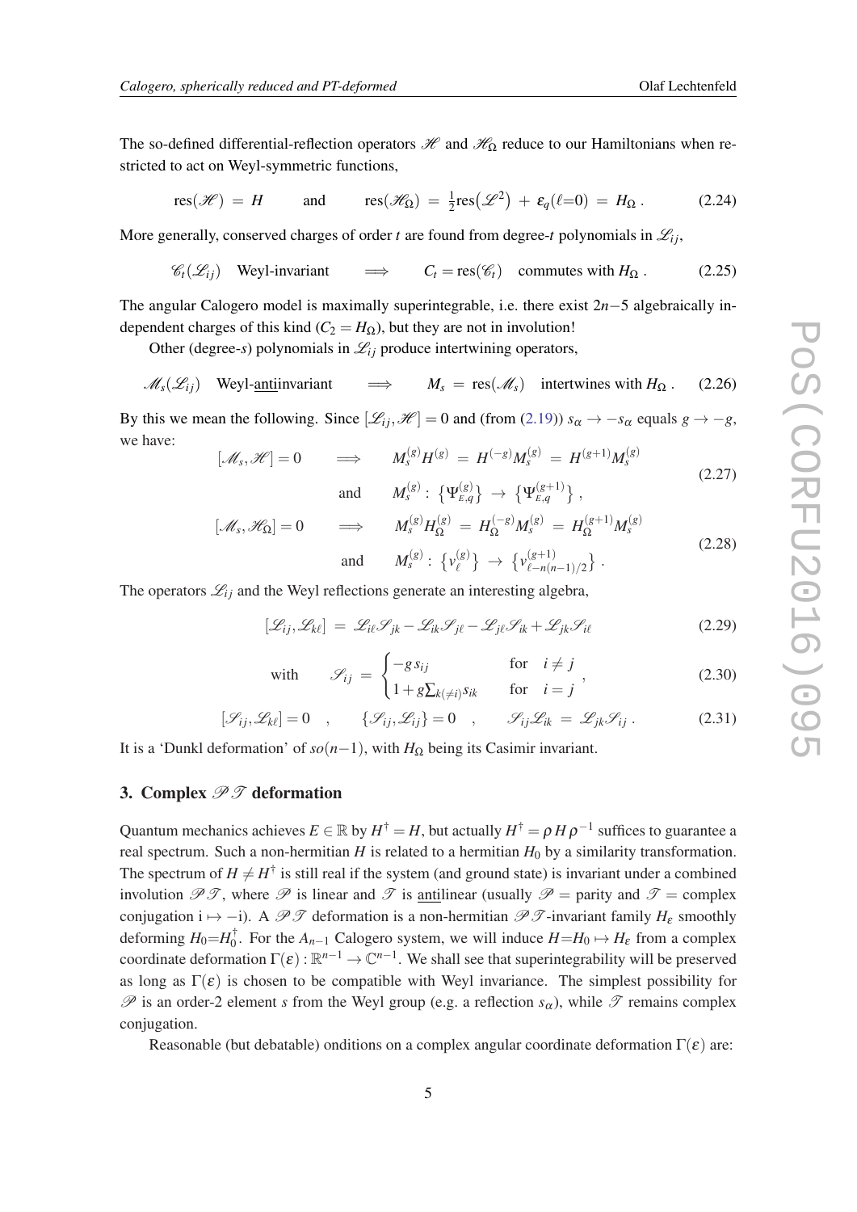The so-defined differential-reflection operators $\mathscr{H}$ and $\mathscr{H}_\Omega$ reduce to our Hamiltonians when restricted to act on Weyl-symmetric functions,

$$\operatorname{res}(\mathscr{H}) \;=\; H \qquad \text{and} \qquad \operatorname{res}(\mathscr{H}_\Omega) \;=\; \tfrac{1}{2}\operatorname{res}\bigl(\mathscr{L}^2\bigr) \;+\; \varepsilon_q(\ell{=}0) \;=\; H_\Omega\,. \tag{2.24}$$

More generally, conserved charges of order $t$ are found from degree-$t$ polynomials in $\mathscr{L}_{ij}$,

$$\mathscr{C}_t(\mathscr{L}_{ij}) \quad \text{Weyl-invariant} \qquad \Longrightarrow \qquad C_t = \operatorname{res}(\mathscr{C}_t) \quad \text{commutes with } H_\Omega\,. \tag{2.25}$$

The angular Calogero model is maximally superintegrable, i.e. there exist $2n{-}5$ algebraically independent charges of this kind ($C_2 = H_\Omega$), but they are not in involution!

Other (degree-$s$) polynomials in $\mathscr{L}_{ij}$ produce intertwining operators,

$$\mathscr{M}_s(\mathscr{L}_{ij}) \quad \text{Weyl-\underline{anti}invariant} \qquad \Longrightarrow \qquad M_s \;=\; \operatorname{res}(\mathscr{M}_s) \quad \text{intertwines with } H_\Omega\,. \tag{2.26}$$

By this we mean the following. Since $[\mathscr{L}_{ij},\mathscr{H}]=0$ and (from (2.19)) $s_\alpha \to -s_\alpha$ equals $g\to -g$, we have:

$$[\mathscr{M}_s,\mathscr{H}]=0 \qquad \Longrightarrow \qquad M_s^{(g)}H^{(g)} \;=\; H^{(-g)}M_s^{(g)} \;=\; H^{(g+1)}M_s^{(g)}$$
$$\text{and} \qquad M_s^{(g)}:\;\bigl\{\Psi_{E,q}^{(g)}\bigr\} \;\to\; \bigl\{\Psi_{E,q}^{(g+1)}\bigr\}\,, \tag{2.27}$$

$$[\mathscr{M}_s,\mathscr{H}_\Omega]=0 \qquad \Longrightarrow \qquad M_s^{(g)}H_\Omega^{(g)} \;=\; H_\Omega^{(-g)}M_s^{(g)} \;=\; H_\Omega^{(g+1)}M_s^{(g)}$$
$$\text{and} \qquad M_s^{(g)}:\;\bigl\{v_\ell^{(g)}\bigr\} \;\to\; \bigl\{v_{\ell-n(n-1)/2}^{(g+1)}\bigr\}\,. \tag{2.28}$$

The operators $\mathscr{L}_{ij}$ and the Weyl reflections generate an interesting algebra,

$$[\mathscr{L}_{ij},\mathscr{L}_{k\ell}] \;=\; \mathscr{L}_{i\ell}\mathscr{S}_{jk} - \mathscr{L}_{ik}\mathscr{S}_{j\ell} - \mathscr{L}_{j\ell}\mathscr{S}_{ik} + \mathscr{L}_{jk}\mathscr{S}_{i\ell} \tag{2.29}$$

$$\text{with} \qquad \mathscr{S}_{ij} \;=\; \begin{cases} -g\,s_{ij} & \text{for} \quad i\neq j \\ 1+g\sum_{k(\neq i)}s_{ik} & \text{for} \quad i=j \end{cases}\,, \tag{2.30}$$

$$[\mathscr{S}_{ij},\mathscr{L}_{k\ell}]=0 \quad , \qquad \{\mathscr{S}_{ij},\mathscr{L}_{ij}\}=0 \quad , \qquad \mathscr{S}_{ij}\mathscr{L}_{ik} \;=\; \mathscr{L}_{jk}\mathscr{S}_{ij}\,. \tag{2.31}$$

It is a 'Dunkl deformation' of $so(n{-}1)$, with $H_\Omega$ being its Casimir invariant.

## 3. Complex $\mathscr{P}\mathscr{T}$ deformation

Quantum mechanics achieves $E\in\mathbb{R}$ by $H^\dagger = H$, but actually $H^\dagger = \rho\,H\,\rho^{-1}$ suffices to guarantee a real spectrum. Such a non-hermitian $H$ is related to a hermitian $H_0$ by a similarity transformation. The spectrum of $H\neq H^\dagger$ is still real if the system (and ground state) is invariant under a combined involution $\mathscr{P}\mathscr{T}$, where $\mathscr{P}$ is linear and $\mathscr{T}$ is <u>anti</u>linear (usually $\mathscr{P}$ = parity and $\mathscr{T}$ = complex conjugation $\mathrm{i}\mapsto -\mathrm{i}$). A $\mathscr{P}\mathscr{T}$ deformation is a non-hermitian $\mathscr{P}\mathscr{T}$-invariant family $H_\varepsilon$ smoothly deforming $H_0{=}H_0^\dagger$. For the $A_{n-1}$ Calogero system, we will induce $H{=}H_0\mapsto H_\varepsilon$ from a complex coordinate deformation $\Gamma(\varepsilon):\mathbb{R}^{n-1}\to\mathbb{C}^{n-1}$. We shall see that superintegrability will be preserved as long as $\Gamma(\varepsilon)$ is chosen to be compatible with Weyl invariance. The simplest possibility for $\mathscr{P}$ is an order-2 element $s$ from the Weyl group (e.g. a reflection $s_\alpha$), while $\mathscr{T}$ remains complex conjugation.

Reasonable (but debatable) onditions on a complex angular coordinate deformation $\Gamma(\varepsilon)$ are: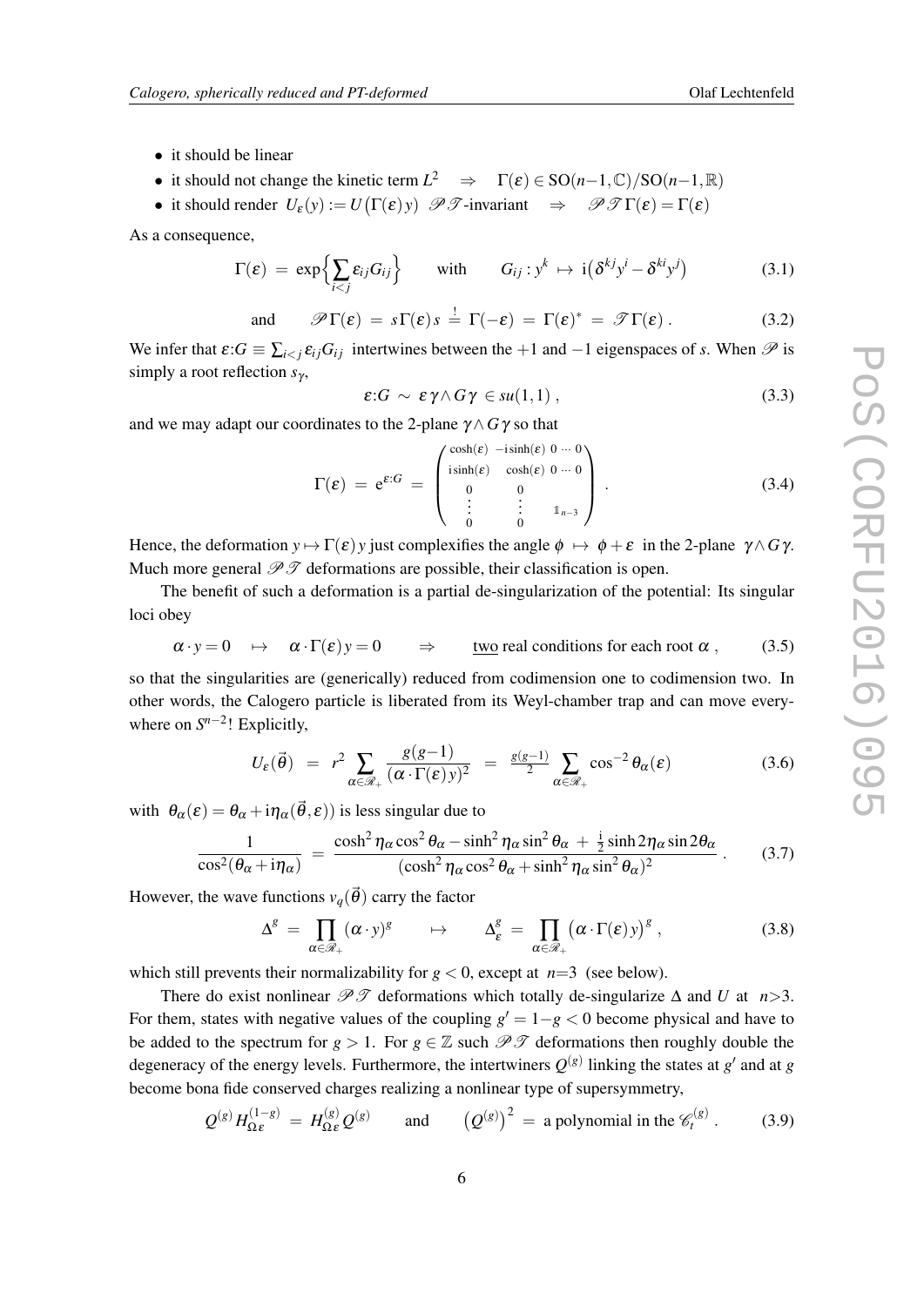- it should be linear
- it should not change the kinetic term $L^2 \quad \Rightarrow \quad \Gamma(\varepsilon) \in \mathrm{SO}(n{-}1,\mathbb{C})/\mathrm{SO}(n{-}1,\mathbb{R})$
- it should render $U_\varepsilon(y) := U\big(\Gamma(\varepsilon)\,y\big)$ $\mathscr{P}\mathscr{T}$-invariant $\quad \Rightarrow \quad \mathscr{P}\mathscr{T}\,\Gamma(\varepsilon) = \Gamma(\varepsilon)$

As a consequence,

$$\Gamma(\varepsilon) \;=\; \exp\Big\{\sum_{i<j}\varepsilon_{ij}G_{ij}\Big\} \qquad \text{with} \qquad G_{ij} : y^k \;\mapsto\; \mathrm{i}\big(\delta^{kj}y^i - \delta^{ki}y^j\big) \tag{3.1}$$

$$\text{and} \qquad \mathscr{P}\,\Gamma(\varepsilon) \;=\; s\,\Gamma(\varepsilon)\,s \;\stackrel{!}{=}\; \Gamma(-\varepsilon) \;=\; \Gamma(\varepsilon)^* \;=\; \mathscr{T}\,\Gamma(\varepsilon)\,. \tag{3.2}$$

We infer that $\varepsilon{:}G \equiv \sum_{i<j}\varepsilon_{ij}G_{ij}$ intertwines between the $+1$ and $-1$ eigenspaces of $s$. When $\mathscr{P}$ is simply a root reflection $s_\gamma$,

$$\varepsilon{:}G \;\sim\; \varepsilon\,\gamma\wedge G\gamma \;\in su(1,1)\,, \tag{3.3}$$

and we may adapt our coordinates to the 2-plane $\gamma\wedge G\gamma$ so that

$$\Gamma(\varepsilon) \;=\; \mathrm{e}^{\varepsilon:G} \;=\; \begin{pmatrix} \cosh(\varepsilon) & -\mathrm{i}\sinh(\varepsilon) & 0 \cdots 0 \\ \mathrm{i}\sinh(\varepsilon) & \cosh(\varepsilon) & 0 \cdots 0 \\ 0 & 0 & \\ \vdots & \vdots & \mathbb{1}_{n-3} \\ 0 & 0 & \end{pmatrix}\,. \tag{3.4}$$

Hence, the deformation $y \mapsto \Gamma(\varepsilon)\,y$ just complexifies the angle $\phi \;\mapsto\; \phi+\varepsilon$ in the 2-plane $\gamma\wedge G\gamma$. Much more general $\mathscr{P}\mathscr{T}$ deformations are possible, their classification is open.

The benefit of such a deformation is a partial de-singularization of the potential: Its singular loci obey

$$\alpha\cdot y = 0 \quad \mapsto \quad \alpha\cdot\Gamma(\varepsilon)\,y = 0 \qquad \Rightarrow \qquad \underline{\text{two}}\text{ real conditions for each root } \alpha\,, \tag{3.5}$$

so that the singularities are (generically) reduced from codimension one to codimension two. In other words, the Calogero particle is liberated from its Weyl-chamber trap and can move everywhere on $S^{n-2}$! Explicitly,

$$U_\varepsilon(\vec\theta) \;\;=\;\; r^2\sum_{\alpha\in\mathscr{R}_+}\frac{g(g{-}1)}{(\alpha\cdot\Gamma(\varepsilon)\,y)^2} \;\;=\;\; \tfrac{g(g-1)}{2}\sum_{\alpha\in\mathscr{R}_+}\cos^{-2}\theta_\alpha(\varepsilon) \tag{3.6}$$

with $\theta_\alpha(\varepsilon) = \theta_\alpha + \mathrm{i}\eta_\alpha(\vec\theta,\varepsilon))$ is less singular due to

$$\frac{1}{\cos^2(\theta_\alpha+\mathrm{i}\eta_\alpha)} \;=\; \frac{\cosh^2\eta_\alpha\cos^2\theta_\alpha - \sinh^2\eta_\alpha\sin^2\theta_\alpha \;+\; \frac{\mathrm{i}}{2}\sinh2\eta_\alpha\sin2\theta_\alpha}{(\cosh^2\eta_\alpha\cos^2\theta_\alpha+\sinh^2\eta_\alpha\sin^2\theta_\alpha)^2}\,. \tag{3.7}$$

However, the wave functions $v_q(\vec\theta)$ carry the factor

$$\Delta^g \;=\; \prod_{\alpha\in\mathscr{R}_+}(\alpha\cdot y)^g \qquad \mapsto \qquad \Delta^g_\varepsilon \;=\; \prod_{\alpha\in\mathscr{R}_+}\big(\alpha\cdot\Gamma(\varepsilon)\,y\big)^g\,, \tag{3.8}$$

which still prevents their normalizability for $g<0$, except at $n{=}3$ (see below).

There do exist nonlinear $\mathscr{P}\mathscr{T}$ deformations which totally de-singularize $\Delta$ and $U$ at $n{>}3$. For them, states with negative values of the coupling $g' = 1{-}g < 0$ become physical and have to be added to the spectrum for $g>1$. For $g\in\mathbb{Z}$ such $\mathscr{P}\mathscr{T}$ deformations then roughly double the degeneracy of the energy levels. Furthermore, the intertwiners $Q^{(g)}$ linking the states at $g'$ and at $g$ become bona fide conserved charges realizing a nonlinear type of supersymmetry,

$$Q^{(g)}H^{(1-g)}_{\Omega\varepsilon} \;=\; H^{(g)}_{\Omega\varepsilon}Q^{(g)} \qquad \text{and} \qquad \big(Q^{(g)}\big)^2 \;=\; \text{a polynomial in the } \mathscr{C}^{(g)}_t\,. \tag{3.9}$$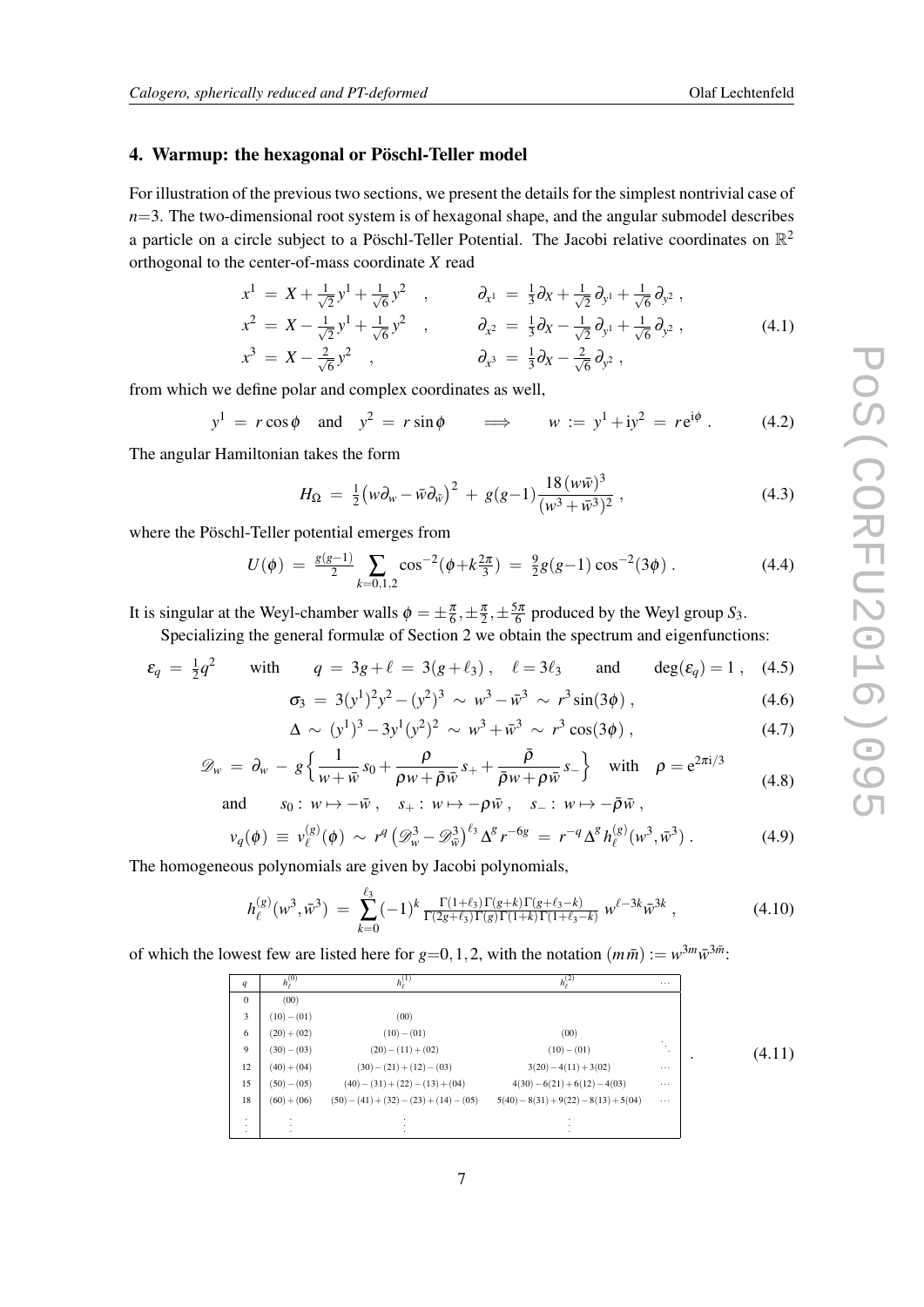## 4. Warmup: the hexagonal or Pöschl-Teller model

For illustration of the previous two sections, we present the details for the simplest nontrivial case of $n$=3. The two-dimensional root system is of hexagonal shape, and the angular submodel describes a particle on a circle subject to a Pöschl-Teller Potential. The Jacobi relative coordinates on $\mathbb{R}^2$ orthogonal to the center-of-mass coordinate $X$ read

$$
\begin{aligned}
x^1 &= X + \tfrac{1}{\sqrt{2}}y^1 + \tfrac{1}{\sqrt{6}}y^2 \quad , \qquad & \partial_{x^1} &= \tfrac{1}{3}\partial_X + \tfrac{1}{\sqrt{2}}\partial_{y^1} + \tfrac{1}{\sqrt{6}}\partial_{y^2} \, , \\
x^2 &= X - \tfrac{1}{\sqrt{2}}y^1 + \tfrac{1}{\sqrt{6}}y^2 \quad , \qquad & \partial_{x^2} &= \tfrac{1}{3}\partial_X - \tfrac{1}{\sqrt{2}}\partial_{y^1} + \tfrac{1}{\sqrt{6}}\partial_{y^2} \, , \\
x^3 &= X - \tfrac{2}{\sqrt{6}}y^2 \quad , \qquad & \partial_{x^3} &= \tfrac{1}{3}\partial_X - \tfrac{2}{\sqrt{6}}\partial_{y^2} \, ,
\end{aligned}
\tag{4.1}
$$

from which we define polar and complex coordinates as well,

$$
y^1 = r\cos\phi \quad \text{and} \quad y^2 = r\sin\phi \qquad \Longrightarrow \qquad w := y^1 + \mathrm{i}y^2 = r\,\mathrm{e}^{\mathrm{i}\phi} \, . \tag{4.2}
$$

The angular Hamiltonian takes the form

$$
H_\Omega = \tfrac{1}{2}\big(w\partial_w - \bar{w}\partial_{\bar{w}}\big)^2 + g(g{-}1)\frac{18\,(w\bar{w})^3}{(w^3+\bar{w}^3)^2} \, , \tag{4.3}
$$

where the Pöschl-Teller potential emerges from

$$
U(\phi) = \tfrac{g(g-1)}{2} \sum_{k=0,1,2} \cos^{-2}\!\big(\phi{+}k\tfrac{2\pi}{3}\big) = \tfrac{9}{2}g(g{-}1)\cos^{-2}(3\phi) \, . \tag{4.4}
$$

It is singular at the Weyl-chamber walls $\phi = \pm\frac{\pi}{6}, \pm\frac{\pi}{2}, \pm\frac{5\pi}{6}$ produced by the Weyl group $S_3$.

Specializing the general formulæ of Section 2 we obtain the spectrum and eigenfunctions:

$$
\varepsilon_q = \tfrac{1}{2}q^2 \qquad \text{with} \qquad q = 3g + \ell = 3(g+\ell_3) \, , \quad \ell = 3\ell_3 \qquad \text{and} \qquad \deg(\varepsilon_q) = 1 \, , \tag{4.5}
$$

$$
\sigma_3 = 3(y^1)^2y^2 - (y^2)^3 \sim w^3 - \bar{w}^3 \sim r^3\sin(3\phi) \, , \tag{4.6}
$$

$$
\Delta \sim (y^1)^3 - 3y^1(y^2)^2 \sim w^3 + \bar{w}^3 \sim r^3\cos(3\phi) \, , \tag{4.7}
$$

$$
\begin{aligned}
\mathscr{D}_w &= \partial_w - g\Big\{\frac{1}{w+\bar{w}}\,s_0 + \frac{\rho}{\rho w + \bar{\rho}\bar{w}}\,s_+ + \frac{\bar{\rho}}{\bar{\rho}w + \rho\bar{w}}\,s_-\Big\} \quad \text{with} \quad \rho = \mathrm{e}^{2\pi\mathrm{i}/3} \\
&\text{and} \qquad s_0 : w \mapsto -\bar{w} \, , \quad s_+ : w \mapsto -\rho\bar{w} \, , \quad s_- : w \mapsto -\bar{\rho}\bar{w} \, ,
\end{aligned}
\tag{4.8}
$$

$$
v_q(\phi) \equiv v_\ell^{(g)}(\phi) \sim r^q\big(\mathscr{D}_w^3 - \mathscr{D}_{\bar{w}}^3\big)^{\ell_3}\Delta^g r^{-6g} = r^{-q}\Delta^g h_\ell^{(g)}(w^3,\bar{w}^3) \, . \tag{4.9}
$$

The homogeneous polynomials are given by Jacobi polynomials,

$$
h_\ell^{(g)}(w^3,\bar{w}^3) = \sum_{k=0}^{\ell_3}(-1)^k \tfrac{\Gamma(1+\ell_3)\,\Gamma(g+k)\,\Gamma(g+\ell_3-k)}{\Gamma(2g+\ell_3)\,\Gamma(g)\,\Gamma(1+k)\,\Gamma(1+\ell_3-k)}\; w^{\ell-3k}\bar{w}^{3k} \, , \tag{4.10}
$$

of which the lowest few are listed here for $g$=0,1,2, with the notation $(m\bar{m}) := w^{3m}\bar{w}^{3\bar{m}}$:

| $q$ | $h_\ell^{(0)}$ | $h_\ell^{(1)}$ | $h_\ell^{(2)}$ | $\cdots$ |
|---|---|---|---|---|
| 0 | $(00)$ | | | |
| 3 | $(10)-(01)$ | $(00)$ | | |
| 6 | $(20)+(02)$ | $(10)-(01)$ | $(00)$ | |
| 9 | $(30)-(03)$ | $(20)-(11)+(02)$ | $(10)-(01)$ | $\ddots$ |
| 12 | $(40)+(04)$ | $(30)-(21)+(12)-(03)$ | $3(20)-4(11)+3(02)$ | $\cdots$ |
| 15 | $(50)-(05)$ | $(40)-(31)+(22)-(13)+(04)$ | $4(30)-6(21)+6(12)-4(03)$ | $\cdots$ |
| 18 | $(60)+(06)$ | $(50)-(41)+(32)-(23)+(14)-(05)$ | $5(40)-8(31)+9(22)-8(13)+5(04)$ | $\cdots$ |
| $\vdots$ | $\vdots$ | $\vdots$ | $\vdots$ | |

(4.11)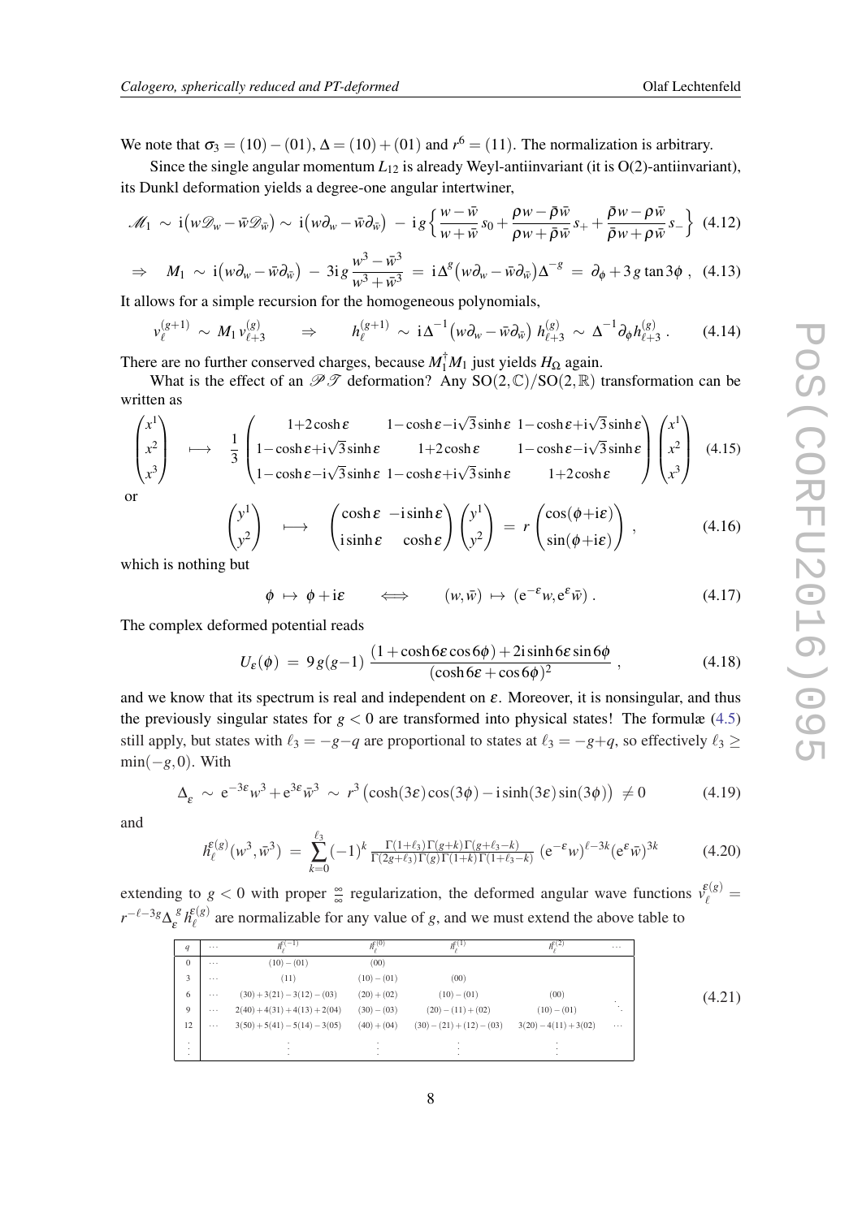We note that $\sigma_3 = (10)-(01)$, $\Delta = (10)+(01)$ and $r^6 = (11)$. The normalization is arbitrary.

Since the single angular momentum $L_{12}$ is already Weyl-antiinvariant (it is O(2)-antiinvariant), its Dunkl deformation yields a degree-one angular intertwiner,

$$\mathscr{M}_1 \sim \mathrm{i}\big(w\mathscr{D}_w - \bar{w}\mathscr{D}_{\bar{w}}\big) \sim \mathrm{i}\big(w\partial_w - \bar{w}\partial_{\bar{w}}\big) - \mathrm{i}\,g\left\{\frac{w-\bar{w}}{w+\bar{w}}\,s_0 + \frac{\rho w - \bar{\rho}\bar{w}}{\rho w + \bar{\rho}\bar{w}}\,s_+ + \frac{\bar{\rho}w - \rho\bar{w}}{\bar{\rho}w + \rho\bar{w}}\,s_-\right\} \tag{4.12}$$

$$\Rightarrow \quad M_1 \sim \mathrm{i}\big(w\partial_w - \bar{w}\partial_{\bar{w}}\big) - 3\mathrm{i}\,g\,\frac{w^3-\bar{w}^3}{w^3+\bar{w}^3} = \mathrm{i}\Delta^g\big(w\partial_w - \bar{w}\partial_{\bar{w}}\big)\Delta^{-g} = \partial_\phi + 3\,g\tan 3\phi\ , \tag{4.13}$$

It allows for a simple recursion for the homogeneous polynomials,

$$v_\ell^{(g+1)} \sim M_1\, v_{\ell+3}^{(g)} \qquad \Rightarrow \qquad h_\ell^{(g+1)} \sim \mathrm{i}\,\Delta^{-1}\big(w\partial_w - \bar{w}\partial_{\bar{w}}\big)\, h_{\ell+3}^{(g)} \sim \Delta^{-1}\partial_\phi h_{\ell+3}^{(g)}\ . \tag{4.14}$$

There are no further conserved charges, because $M_1^\dagger M_1$ just yields $H_\Omega$ again.

What is the effect of an $\mathscr{PT}$ deformation? Any $\mathrm{SO}(2,\mathbb{C})/\mathrm{SO}(2,\mathbb{R})$ transformation can be written as

$$\begin{pmatrix}x^1\\x^2\\x^3\end{pmatrix} \longmapsto \frac{1}{3}\begin{pmatrix}1{+}2\cosh\varepsilon & 1{-}\cosh\varepsilon{-}\mathrm{i}\sqrt{3}\sinh\varepsilon & 1{-}\cosh\varepsilon{+}\mathrm{i}\sqrt{3}\sinh\varepsilon\\ 1{-}\cosh\varepsilon{+}\mathrm{i}\sqrt{3}\sinh\varepsilon & 1{+}2\cosh\varepsilon & 1{-}\cosh\varepsilon{-}\mathrm{i}\sqrt{3}\sinh\varepsilon\\ 1{-}\cosh\varepsilon{-}\mathrm{i}\sqrt{3}\sinh\varepsilon & 1{-}\cosh\varepsilon{+}\mathrm{i}\sqrt{3}\sinh\varepsilon & 1{+}2\cosh\varepsilon\end{pmatrix}\begin{pmatrix}x^1\\x^2\\x^3\end{pmatrix} \tag{4.15}$$

or

$$\begin{pmatrix}y^1\\y^2\end{pmatrix} \longmapsto \begin{pmatrix}\cosh\varepsilon & -\mathrm{i}\sinh\varepsilon\\ \mathrm{i}\sinh\varepsilon & \cosh\varepsilon\end{pmatrix}\begin{pmatrix}y^1\\y^2\end{pmatrix} = r\begin{pmatrix}\cos(\phi{+}\mathrm{i}\varepsilon)\\ \sin(\phi{+}\mathrm{i}\varepsilon)\end{pmatrix}\ , \tag{4.16}$$

which is nothing but

$$\phi \mapsto \phi + \mathrm{i}\varepsilon \qquad \Longleftrightarrow \qquad (w,\bar{w}) \mapsto (\mathrm{e}^{-\varepsilon}w, \mathrm{e}^{\varepsilon}\bar{w})\ . \tag{4.17}$$

The complex deformed potential reads

$$U_\varepsilon(\phi) = 9\,g(g{-}1)\,\frac{(1+\cosh 6\varepsilon\cos 6\phi) + 2\mathrm{i}\sinh 6\varepsilon\sin 6\phi}{(\cosh 6\varepsilon + \cos 6\phi)^2}\ , \tag{4.18}$$

and we know that its spectrum is real and independent on $\varepsilon$. Moreover, it is nonsingular, and thus the previously singular states for $g<0$ are transformed into physical states! The formulæ (4.5) still apply, but states with $\ell_3 = -g{-}q$ are proportional to states at $\ell_3 = -g{+}q$, so effectively $\ell_3 \geq \min(-g,0)$. With

$$\Delta_\varepsilon \sim \mathrm{e}^{-3\varepsilon}w^3 + \mathrm{e}^{3\varepsilon}\bar{w}^3 \sim r^3\big(\cosh(3\varepsilon)\cos(3\phi) - \mathrm{i}\sinh(3\varepsilon)\sin(3\phi)\big) \neq 0 \tag{4.19}$$

and

$$h_\ell^{\varepsilon(g)}(w^3,\bar{w}^3) = \sum_{k=0}^{\ell_3}(-1)^k\,\frac{\Gamma(1{+}\ell_3)\,\Gamma(g{+}k)\,\Gamma(g{+}\ell_3{-}k)}{\Gamma(2g{+}\ell_3)\,\Gamma(g)\,\Gamma(1{+}k)\,\Gamma(1{+}\ell_3{-}k)}\,\big(\mathrm{e}^{-\varepsilon}w\big)^{\ell-3k}\big(\mathrm{e}^{\varepsilon}\bar{w}\big)^{3k} \tag{4.20}$$

extending to $g<0$ with proper $\frac{\infty}{\infty}$ regularization, the deformed angular wave functions $v_\ell^{\varepsilon(g)} = r^{-\ell-3g}\Delta_\varepsilon^{\,g}\,h_\ell^{\varepsilon(g)}$ are normalizable for any value of $g$, and we must extend the above table to

| $q$ | $\cdots$ | $h_\ell^{\varepsilon(-1)}$ | $h_\ell^{\varepsilon(0)}$ | $h_\ell^{\varepsilon(1)}$ | $h_\ell^{\varepsilon(2)}$ | $\cdots$ |
|---|---|---|---|---|---|---|
| 0 | $\cdots$ | $(10)-(01)$ | $(00)$ | | | |
| 3 | $\cdots$ | $(11)$ | $(10)-(01)$ | $(00)$ | | |
| 6 | $\cdots$ | $(30)+3(21)-3(12)-(03)$ | $(20)+(02)$ | $(10)-(01)$ | $(00)$ | $\ddots$ |
| 9 | $\cdots$ | $2(40)+4(31)+4(13)+2(04)$ | $(30)-(03)$ | $(20)-(11)+(02)$ | $(10)-(01)$ | $\ddots$ |
| 12 | $\cdots$ | $3(50)+5(41)-5(14)-3(05)$ | $(40)+(04)$ | $(30)-(21)+(12)-(03)$ | $3(20)-4(11)+3(02)$ | $\cdots$ |
| $\vdots$ | | $\vdots$ | $\vdots$ | $\vdots$ | $\vdots$ | |

(4.21)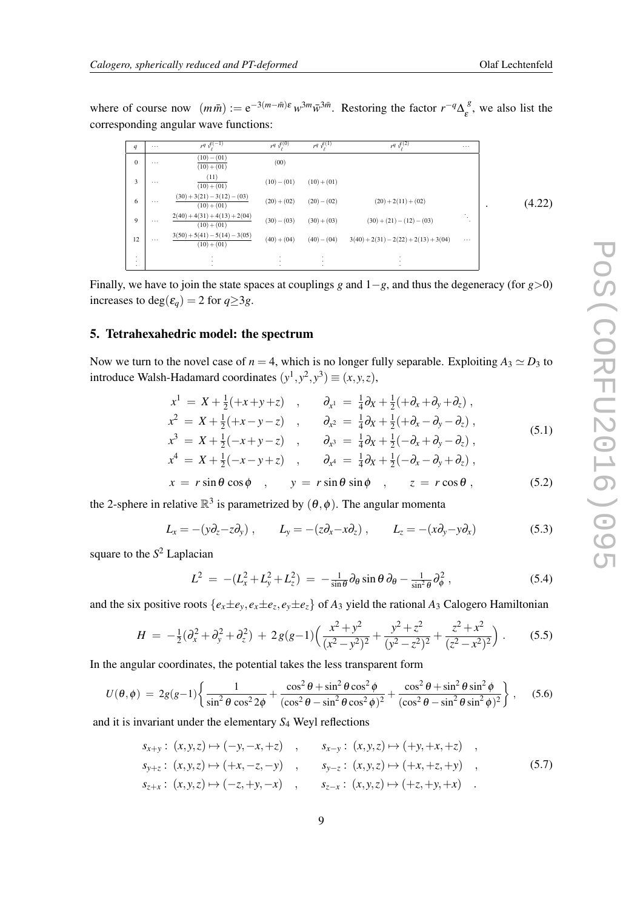where of course now $(m\bar{m}) := \mathrm{e}^{-3(m-\bar{m})\varepsilon}\, w^{3m}\bar{w}^{3\bar{m}}$. Restoring the factor $r^{-q}\Delta_{\varepsilon}^{g}$, we also list the corresponding angular wave functions:

| $q$ | $\cdots$ | $r^q\, v_\ell^{\varepsilon(-1)}$ | $r^q\, v_\ell^{\varepsilon(0)}$ | $r^q\, v_\ell^{\varepsilon(1)}$ | $r^q\, v_\ell^{\varepsilon(2)}$ | $\cdots$ |
|---|---|---|---|---|---|---|
| 0 | $\cdots$ | $\frac{(10)-(01)}{(10)+(01)}$ | $(00)$ | | | |
| 3 | $\cdots$ | $\frac{(11)}{(10)+(01)}$ | $(10)-(01)$ | $(10)+(01)$ | | |
| 6 | $\cdots$ | $\frac{(30)+3(21)-3(12)-(03)}{(10)+(01)}$ | $(20)+(02)$ | $(20)-(02)$ | $(20)+2(11)+(02)$ | |
| 9 | $\cdots$ | $\frac{2(40)+4(31)+4(13)+2(04)}{(10)+(01)}$ | $(30)-(03)$ | $(30)+(03)$ | $(30)+(21)-(12)-(03)$ | $\ddots$ |
| 12 | $\cdots$ | $\frac{3(50)+5(41)-5(14)-3(05)}{(10)+(01)}$ | $(40)+(04)$ | $(40)-(04)$ | $3(40)+2(31)-2(22)+2(13)+3(04)$ | $\cdots$ |
| $\vdots$ | | $\vdots$ | $\vdots$ | $\vdots$ | $\vdots$ | |

(4.22)

Finally, we have to join the state spaces at couplings $g$ and $1-g$, and thus the degeneracy (for $g>0$) increases to $\deg(\varepsilon_q) = 2$ for $q \geq 3g$.

## 5. Tetrahexahedric model: the spectrum

Now we turn to the novel case of $n = 4$, which is no longer fully separable. Exploiting $A_3 \simeq D_3$ to introduce Walsh-Hadamard coordinates $(y^1, y^2, y^3) \equiv (x, y, z)$,

$$
\begin{aligned}
x^1 &= X + \tfrac{1}{2}(+x+y+z) \quad , \qquad \partial_{x^1} = \tfrac{1}{4}\partial_X + \tfrac{1}{2}(+\partial_x+\partial_y+\partial_z)\,, \\
x^2 &= X + \tfrac{1}{2}(+x-y-z) \quad , \qquad \partial_{x^2} = \tfrac{1}{4}\partial_X + \tfrac{1}{2}(+\partial_x-\partial_y-\partial_z)\,, \\
x^3 &= X + \tfrac{1}{2}(-x+y-z) \quad , \qquad \partial_{x^3} = \tfrac{1}{4}\partial_X + \tfrac{1}{2}(-\partial_x+\partial_y-\partial_z)\,, \\
x^4 &= X + \tfrac{1}{2}(-x-y+z) \quad , \qquad \partial_{x^4} = \tfrac{1}{4}\partial_X + \tfrac{1}{2}(-\partial_x-\partial_y+\partial_z)\,,
\end{aligned}
\tag{5.1}
$$

$$
x = r\sin\theta\cos\phi \quad , \qquad y = r\sin\theta\sin\phi \quad , \qquad z = r\cos\theta\,, \tag{5.2}
$$

the 2-sphere in relative $\mathbb{R}^3$ is parametrized by $(\theta,\phi)$. The angular momenta

$$
L_x = -(y\partial_z - z\partial_y)\,, \qquad L_y = -(z\partial_x - x\partial_z)\,, \qquad L_z = -(x\partial_y - y\partial_x) \tag{5.3}
$$

square to the $S^2$ Laplacian

$$
L^2 \;=\; -(L_x^2 + L_y^2 + L_z^2) \;=\; -\tfrac{1}{\sin\theta}\partial_\theta \sin\theta\,\partial_\theta - \tfrac{1}{\sin^2\theta}\partial_\phi^2\,, \tag{5.4}
$$

and the six positive roots $\{e_x \pm e_y, e_x \pm e_z, e_y \pm e_z\}$ of $A_3$ yield the rational $A_3$ Calogero Hamiltonian

$$
H \;=\; -\tfrac{1}{2}(\partial_x^2+\partial_y^2+\partial_z^2) \;+\; 2\,g(g-1)\Big(\frac{x^2+y^2}{(x^2-y^2)^2} + \frac{y^2+z^2}{(y^2-z^2)^2} + \frac{z^2+x^2}{(z^2-x^2)^2}\Big)\,. \tag{5.5}
$$

In the angular coordinates, the potential takes the less transparent form

$$
U(\theta,\phi) \;=\; 2g(g-1)\bigg\{\frac{1}{\sin^2\theta\cos^2 2\phi} + \frac{\cos^2\theta+\sin^2\theta\cos^2\phi}{(\cos^2\theta-\sin^2\theta\cos^2\phi)^2} + \frac{\cos^2\theta+\sin^2\theta\sin^2\phi}{(\cos^2\theta-\sin^2\theta\sin^2\phi)^2}\bigg\}\,, \tag{5.6}
$$

and it is invariant under the elementary $S_4$ Weyl reflections

$$
\begin{aligned}
s_{x+y} &: (x,y,z) \mapsto (-y,-x,+z) \quad , \qquad s_{x-y} : (x,y,z) \mapsto (+y,+x,+z) \quad , \\
s_{y+z} &: (x,y,z) \mapsto (+x,-z,-y) \quad , \qquad s_{y-z} : (x,y,z) \mapsto (+x,+z,+y) \quad , \\
s_{z+x} &: (x,y,z) \mapsto (-z,+y,-x) \quad , \qquad s_{z-x} : (x,y,z) \mapsto (+z,+y,+x) \quad .
\end{aligned}
\tag{5.7}
$$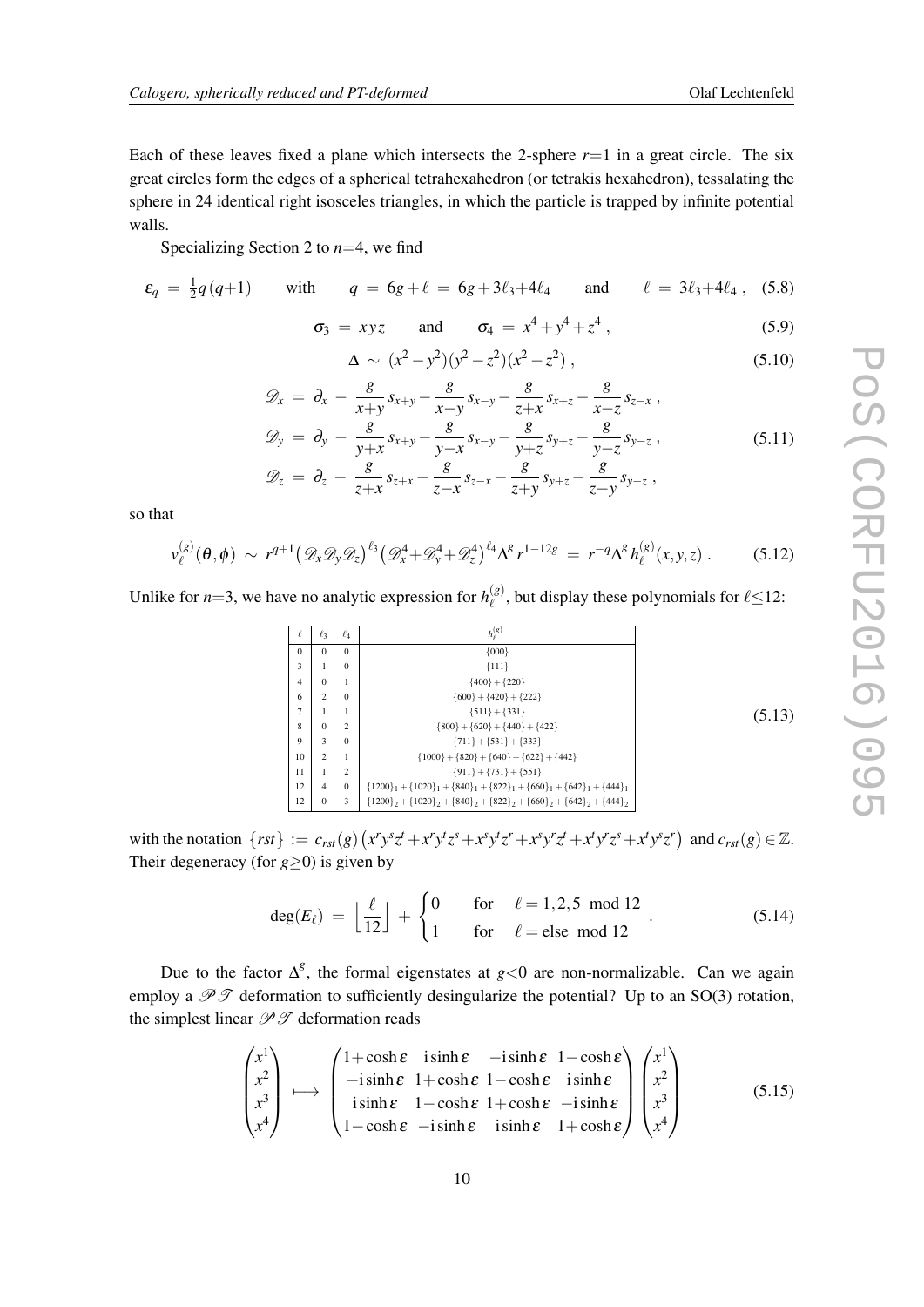Each of these leaves fixed a plane which intersects the 2-sphere $r{=}1$ in a great circle. The six great circles form the edges of a spherical tetrahexahedron (or tetrakis hexahedron), tessalating the sphere in 24 identical right isosceles triangles, in which the particle is trapped by infinite potential walls.

Specializing Section 2 to $n{=}4$, we find

$$\varepsilon_q \;=\; \tfrac12 q\,(q{+}1) \qquad\text{with}\qquad q \;=\; 6g+\ell \;=\; 6g+3\ell_3{+}4\ell_4 \qquad\text{and}\qquad \ell \;=\; 3\ell_3{+}4\ell_4\;, \tag{5.8}$$

$$\sigma_3 \;=\; xyz \qquad\text{and}\qquad \sigma_4 \;=\; x^4+y^4+z^4\;, \tag{5.9}$$

$$\Delta \;\sim\; (x^2-y^2)(y^2-z^2)(x^2-z^2)\;, \tag{5.10}$$

$$\begin{aligned}
\mathscr{D}_x &= \partial_x \;-\; \frac{g}{x{+}y}\,s_{x+y} - \frac{g}{x{-}y}\,s_{x-y} - \frac{g}{z{+}x}\,s_{x+z} - \frac{g}{x{-}z}\,s_{z-x}\;,\\
\mathscr{D}_y &= \partial_y \;-\; \frac{g}{y{+}x}\,s_{x+y} - \frac{g}{y{-}x}\,s_{x-y} - \frac{g}{y{+}z}\,s_{y+z} - \frac{g}{y{-}z}\,s_{y-z}\;,\\
\mathscr{D}_z &= \partial_z \;-\; \frac{g}{z{+}x}\,s_{z+x} - \frac{g}{z{-}x}\,s_{z-x} - \frac{g}{z{+}y}\,s_{y+z} - \frac{g}{z{-}y}\,s_{y-z}\;,
\end{aligned} \tag{5.11}$$

so that

$$v_\ell^{(g)}(\theta,\phi) \;\sim\; r^{q+1}\big(\mathscr{D}_x\mathscr{D}_y\mathscr{D}_z\big)^{\ell_3}\big(\mathscr{D}_x^4{+}\mathscr{D}_y^4{+}\mathscr{D}_z^4\big)^{\ell_4}\Delta^g\,r^{1-12g} \;=\; r^{-q}\Delta^g\,h_\ell^{(g)}(x,y,z)\;. \tag{5.12}$$

Unlike for $n{=}3$, we have no analytic expression for $h_\ell^{(g)}$, but display these polynomials for $\ell{\le}12$:

| $\ell$ | $\ell_3$ | $\ell_4$ | $h_\ell^{(g)}$ |
|---|---|---|---|
| 0 | 0 | 0 | $\{000\}$ |
| 3 | 1 | 0 | $\{111\}$ |
| 4 | 0 | 1 | $\{400\}+\{220\}$ |
| 6 | 2 | 0 | $\{600\}+\{420\}+\{222\}$ |
| 7 | 1 | 1 | $\{511\}+\{331\}$ |
| 8 | 0 | 2 | $\{800\}+\{620\}+\{440\}+\{422\}$ |
| 9 | 3 | 0 | $\{711\}+\{531\}+\{333\}$ |
| 10 | 2 | 1 | $\{1000\}+\{820\}+\{640\}+\{622\}+\{442\}$ |
| 11 | 1 | 2 | $\{911\}+\{731\}+\{551\}$ |
| 12 | 4 | 0 | $\{1200\}_1+\{1020\}_1+\{840\}_1+\{822\}_1+\{660\}_1+\{642\}_1+\{444\}_1$ |
| 12 | 0 | 3 | $\{1200\}_2+\{1020\}_2+\{840\}_2+\{822\}_2+\{660\}_2+\{642\}_2+\{444\}_2$ |

(5.13)

with the notation $\{rst\} := c_{rst}(g)\big(x^ry^sz^t+x^ry^tz^s+x^sy^tz^r+x^sy^rz^t+x^ty^rz^s+x^ty^sz^r\big)$ and $c_{rst}(g)\in\mathbb{Z}$. Their degeneracy (for $g{\ge}0$) is given by

$$\deg(E_\ell) \;=\; \Big\lfloor\frac{\ell}{12}\Big\rfloor \;+\; \begin{cases}0 & \text{for}\quad \ell=1,2,5 \mod 12\\ 1 & \text{for}\quad \ell=\text{else} \mod 12\end{cases}\;. \tag{5.14}$$

Due to the factor $\Delta^g$, the formal eigenstates at $g{<}0$ are non-normalizable. Can we again employ a $\mathscr{PT}$ deformation to sufficiently desingularize the potential? Up to an SO(3) rotation, the simplest linear $\mathscr{PT}$ deformation reads

$$\begin{pmatrix}x^1\\x^2\\x^3\\x^4\end{pmatrix} \;\longmapsto\; \begin{pmatrix}1{+}\cosh\varepsilon & \mathrm{i}\sinh\varepsilon & -\mathrm{i}\sinh\varepsilon & 1{-}\cosh\varepsilon\\ -\mathrm{i}\sinh\varepsilon & 1{+}\cosh\varepsilon & 1{-}\cosh\varepsilon & \mathrm{i}\sinh\varepsilon\\ \mathrm{i}\sinh\varepsilon & 1{-}\cosh\varepsilon & 1{+}\cosh\varepsilon & -\mathrm{i}\sinh\varepsilon\\ 1{-}\cosh\varepsilon & -\mathrm{i}\sinh\varepsilon & \mathrm{i}\sinh\varepsilon & 1{+}\cosh\varepsilon\end{pmatrix}\begin{pmatrix}x^1\\x^2\\x^3\\x^4\end{pmatrix} \tag{5.15}$$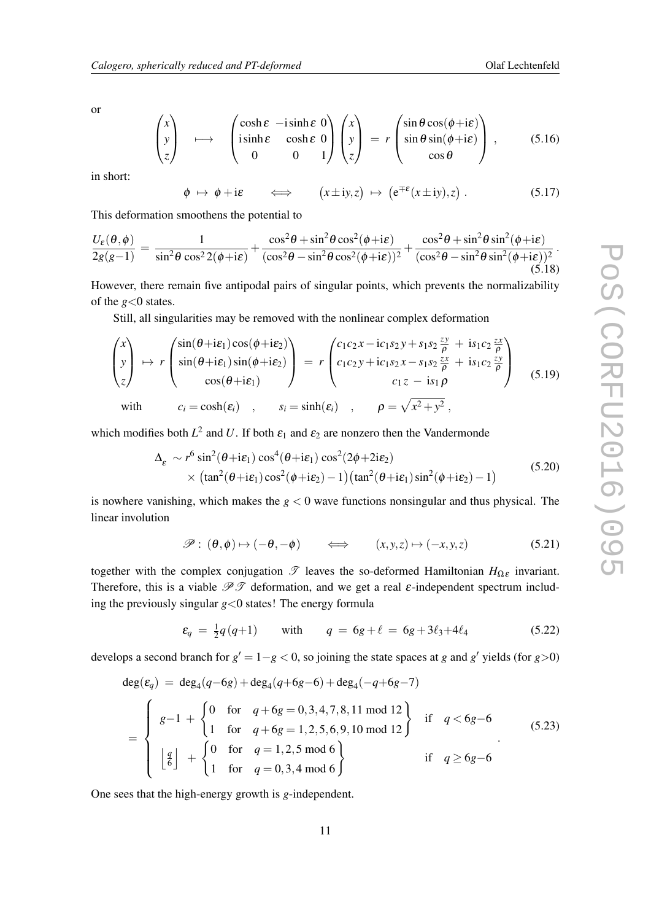or

$$
\begin{pmatrix} x \\ y \\ z \end{pmatrix} \quad \longmapsto \quad \begin{pmatrix} \cosh\varepsilon & -\mathrm{i}\sinh\varepsilon & 0 \\ \mathrm{i}\sinh\varepsilon & \cosh\varepsilon & 0 \\ 0 & 0 & 1 \end{pmatrix} \begin{pmatrix} x \\ y \\ z \end{pmatrix} \;=\; r \begin{pmatrix} \sin\theta\cos(\phi{+}\mathrm{i}\varepsilon) \\ \sin\theta\sin(\phi{+}\mathrm{i}\varepsilon) \\ \cos\theta \end{pmatrix} , \tag{5.16}
$$

in short:

$$
\phi \;\mapsto\; \phi + \mathrm{i}\varepsilon \qquad \Longleftrightarrow \qquad \big(x \pm \mathrm{i}y, z\big) \;\mapsto\; \big(\mathrm{e}^{\mp\varepsilon}(x \pm \mathrm{i}y), z\big) \,. \tag{5.17}
$$

This deformation smoothens the potential to

$$
\frac{U_\varepsilon(\theta,\phi)}{2g(g{-}1)} = \frac{1}{\sin^2\theta\,\cos^2 2(\phi{+}\mathrm{i}\varepsilon)} + \frac{\cos^2\theta + \sin^2\theta\cos^2(\phi{+}\mathrm{i}\varepsilon)}{(\cos^2\theta - \sin^2\theta\cos^2(\phi{+}\mathrm{i}\varepsilon))^2} + \frac{\cos^2\theta + \sin^2\theta\sin^2(\phi{+}\mathrm{i}\varepsilon)}{(\cos^2\theta - \sin^2\theta\sin^2(\phi{+}\mathrm{i}\varepsilon))^2} \,. \tag{5.18}
$$

However, there remain five antipodal pairs of singular points, which prevents the normalizability of the $g{<}0$ states.

Still, all singularities may be removed with the nonlinear complex deformation

$$
\begin{pmatrix} x \\ y \\ z \end{pmatrix} \;\mapsto\; r \begin{pmatrix} \sin(\theta{+}\mathrm{i}\varepsilon_1)\cos(\phi{+}\mathrm{i}\varepsilon_2) \\ \sin(\theta{+}\mathrm{i}\varepsilon_1)\sin(\phi{+}\mathrm{i}\varepsilon_2) \\ \cos(\theta{+}\mathrm{i}\varepsilon_1) \end{pmatrix} \;=\; r \begin{pmatrix} c_1c_2\,x - \mathrm{i}c_1s_2\,y + s_1s_2\,\frac{zy}{\rho} \;+\; \mathrm{i}s_1c_2\,\frac{zx}{\rho} \\ c_1c_2\,y + \mathrm{i}c_1s_2\,x - s_1s_2\,\frac{zx}{\rho} \;+\; \mathrm{i}s_1c_2\,\frac{zy}{\rho} \\ c_1\,z \;-\; \mathrm{i}s_1\,\rho \end{pmatrix}
$$

$$
\text{with} \qquad c_i = \cosh(\varepsilon_i) \quad , \qquad s_i = \sinh(\varepsilon_i) \quad , \qquad \rho = \sqrt{x^2+y^2}\,, \tag{5.19}
$$

which modifies both $L^2$ and $U$. If both $\varepsilon_1$ and $\varepsilon_2$ are nonzero then the Vandermonde

$$
\begin{aligned}
\Delta_\varepsilon \;\sim\; & r^6\,\sin^2(\theta{+}\mathrm{i}\varepsilon_1)\,\cos^4(\theta{+}\mathrm{i}\varepsilon_1)\,\cos^2(2\phi{+}2\mathrm{i}\varepsilon_2) \\
& \times \big(\tan^2(\theta{+}\mathrm{i}\varepsilon_1)\cos^2(\phi{+}\mathrm{i}\varepsilon_2) - 1\big)\big(\tan^2(\theta{+}\mathrm{i}\varepsilon_1)\sin^2(\phi{+}\mathrm{i}\varepsilon_2) - 1\big)
\end{aligned} \tag{5.20}
$$

is nowhere vanishing, which makes the $g<0$ wave functions nonsingular and thus physical. The linear involution

$$
\mathscr{P}:\ (\theta,\phi) \mapsto (-\theta,-\phi) \qquad \Longleftrightarrow \qquad (x,y,z) \mapsto (-x,y,z) \tag{5.21}
$$

together with the complex conjugation $\mathscr{T}$ leaves the so-deformed Hamiltonian $H_{\Omega\varepsilon}$ invariant. Therefore, this is a viable $\mathscr{P}\mathscr{T}$ deformation, and we get a real $\varepsilon$-independent spectrum including the previously singular $g{<}0$ states! The energy formula

$$
\varepsilon_q \;=\; \tfrac12 q\,(q{+}1) \qquad \text{with} \qquad q \;=\; 6g + \ell \;=\; 6g + 3\ell_3 + 4\ell_4 \tag{5.22}
$$

develops a second branch for $g' = 1{-}g < 0$, so joining the state spaces at $g$ and $g'$ yields (for $g{>}0$)

$$
\begin{aligned}
\deg(\varepsilon_q) \;&=\; \deg_4(q{-}6g) + \deg_4(q{+}6g{-}6) + \deg_4(-q{+}6g{-}7) \\
&= \begin{cases} g{-}1 \;+\; \begin{cases} 0 & \text{for} \quad q+6g = 0,3,4,7,8,11 \bmod 12 \\ 1 & \text{for} \quad q+6g = 1,2,5,6,9,10 \bmod 12 \end{cases} & \text{if} \quad q < 6g{-}6 \\[2ex] \left\lfloor \frac{q}{6} \right\rfloor \;+\; \begin{cases} 0 & \text{for} \quad q = 1,2,5 \bmod 6 \\ 1 & \text{for} \quad q = 0,3,4 \bmod 6 \end{cases} & \text{if} \quad q \ge 6g{-}6 \end{cases} .
\end{aligned} \tag{5.23}
$$

One sees that the high-energy growth is $g$-independent.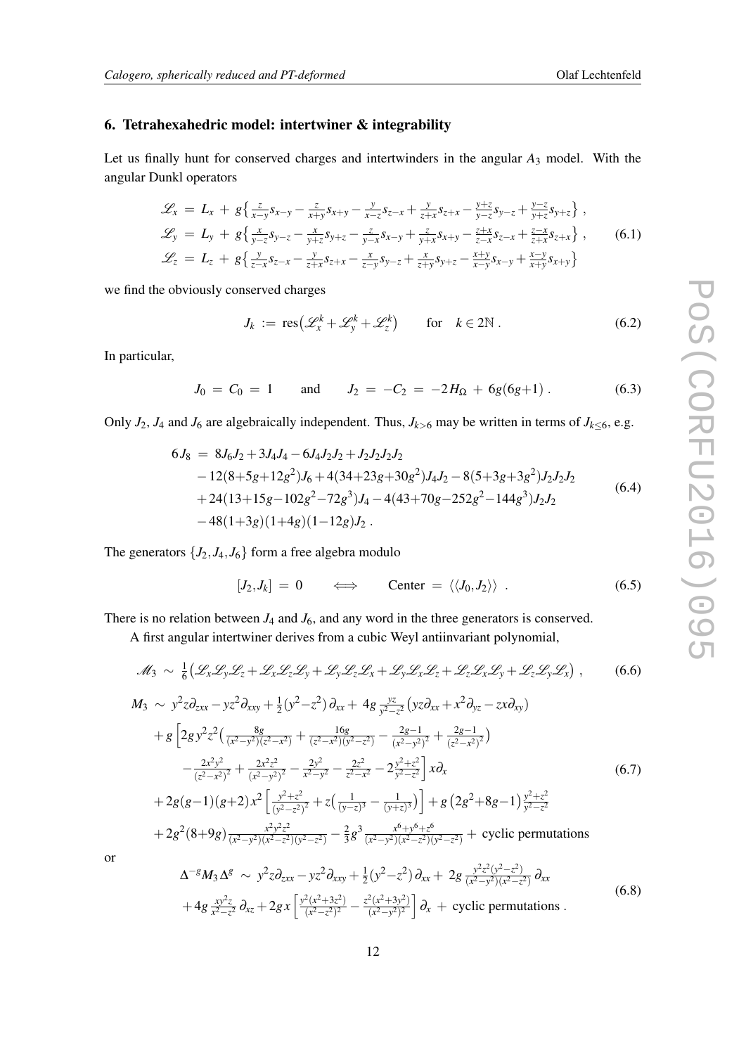## 6. Tetrahexahedric model: intertwiner & integrability

Let us finally hunt for conserved charges and intertwinders in the angular $A_3$ model. With the angular Dunkl operators

$$
\begin{aligned}
\mathscr{L}_x &= L_x + g\left\{ \tfrac{z}{x-y}s_{x-y} - \tfrac{z}{x+y}s_{x+y} - \tfrac{y}{x-z}s_{z-x} + \tfrac{y}{z+x}s_{z+x} - \tfrac{y+z}{y-z}s_{y-z} + \tfrac{y-z}{y+z}s_{y+z} \right\} , \\
\mathscr{L}_y &= L_y + g\left\{ \tfrac{x}{y-z}s_{y-z} - \tfrac{x}{y+z}s_{y+z} - \tfrac{z}{y-x}s_{x-y} + \tfrac{z}{y+x}s_{x+y} - \tfrac{z+x}{z-x}s_{z-x} + \tfrac{z-x}{z+x}s_{z+x} \right\} , \\
\mathscr{L}_z &= L_z + g\left\{ \tfrac{y}{z-x}s_{z-x} - \tfrac{y}{z+x}s_{z+x} - \tfrac{x}{z-y}s_{y-z} + \tfrac{x}{z+y}s_{y+z} - \tfrac{x+y}{x-y}s_{x-y} + \tfrac{x-y}{x+y}s_{x+y} \right\}
\end{aligned}
\tag{6.1}
$$

we find the obviously conserved charges

$$
J_k := \operatorname{res}\big(\mathscr{L}_x^k + \mathscr{L}_y^k + \mathscr{L}_z^k\big) \qquad \text{for} \quad k \in 2\mathbb{N} . \tag{6.2}
$$

In particular,

$$
J_0 = C_0 = 1 \qquad \text{and} \qquad J_2 = -C_2 = -2H_\Omega + 6g(6g+1) . \tag{6.3}
$$

Only $J_2$, $J_4$ and $J_6$ are algebraically independent. Thus, $J_{k>6}$ may be written in terms of $J_{k\le 6}$, e.g.

$$
\begin{aligned}
6J_8 =\ & 8J_6J_2 + 3J_4J_4 - 6J_4J_2J_2 + J_2J_2J_2J_2 \\
& - 12(8+5g+12g^2)J_6 + 4(34+23g+30g^2)J_4J_2 - 8(5+3g+3g^2)J_2J_2J_2 \\
& + 24(13+15g-102g^2-72g^3)J_4 - 4(43+70g-252g^2-144g^3)J_2J_2 \\
& - 48(1+3g)(1+4g)(1-12g)J_2 .
\end{aligned}
\tag{6.4}
$$

The generators $\{J_2, J_4, J_6\}$ form a free algebra modulo

$$
[J_2, J_k] = 0 \qquad \Longleftrightarrow \qquad \text{Center} = \langle\langle J_0, J_2 \rangle\rangle \ . \tag{6.5}
$$

There is no relation between $J_4$ and $J_6$, and any word in the three generators is conserved.

A first angular intertwiner derives from a cubic Weyl antiinvariant polynomial,

$$
\mathscr{M}_3 \sim \tfrac{1}{6}\big(\mathscr{L}_x\mathscr{L}_y\mathscr{L}_z + \mathscr{L}_x\mathscr{L}_z\mathscr{L}_y + \mathscr{L}_y\mathscr{L}_z\mathscr{L}_x + \mathscr{L}_y\mathscr{L}_x\mathscr{L}_z + \mathscr{L}_z\mathscr{L}_x\mathscr{L}_y + \mathscr{L}_z\mathscr{L}_y\mathscr{L}_x\big) , \tag{6.6}
$$

$$
\begin{aligned}
M_3 \sim\ & y^2z\partial_{zxx} - yz^2\partial_{xxy} + \tfrac{1}{2}(y^2-z^2)\,\partial_{xx} + 4g\,\tfrac{yz}{y^2-z^2}\big(yz\partial_{xx} + x^2\partial_{yz} - zx\partial_{xy}\big) \\
& + g\Big[2g\,y^2z^2\big(\tfrac{8g}{(x^2-y^2)(z^2-x^2)} + \tfrac{16g}{(z^2-x^2)(y^2-z^2)} - \tfrac{2g-1}{(x^2-y^2)^2} + \tfrac{2g-1}{(z^2-x^2)^2}\big) \\
& \quad - \tfrac{2x^2y^2}{(z^2-x^2)^2} + \tfrac{2x^2z^2}{(x^2-y^2)^2} - \tfrac{2y^2}{x^2-y^2} - \tfrac{2z^2}{z^2-x^2} - 2\tfrac{y^2+z^2}{y^2-z^2}\Big]\,x\partial_x \\
& + 2g(g-1)(g+2)\,x^2\Big[\tfrac{y^2+z^2}{(y^2-z^2)^2} + z\big(\tfrac{1}{(y-z)^3} - \tfrac{1}{(y+z)^3}\big)\Big] + g\,(2g^2+8g-1)\tfrac{y^2+z^2}{y^2-z^2} \\
& + 2g^2(8+9g)\tfrac{x^2y^2z^2}{(x^2-y^2)(x^2-z^2)(y^2-z^2)} - \tfrac{2}{3}g^3\,\tfrac{x^6+y^6+z^6}{(x^2-y^2)(x^2-z^2)(y^2-z^2)} + \text{cyclic permutations}
\end{aligned}
\tag{6.7}
$$

or

$$
\begin{aligned}
\Delta^{-g}M_3\Delta^{g} \sim\ & y^2z\partial_{zxx} - yz^2\partial_{xxy} + \tfrac{1}{2}(y^2-z^2)\,\partial_{xx} + 2g\,\tfrac{y^2z^2(y^2-z^2)}{(x^2-y^2)(x^2-z^2)}\,\partial_{xx} \\
& + 4g\,\tfrac{xy^2z}{x^2-z^2}\,\partial_{xz} + 2g\,x\Big[\tfrac{y^2(x^2+3z^2)}{(x^2-z^2)^2} - \tfrac{z^2(x^2+3y^2)}{(x^2-y^2)^2}\Big]\,\partial_x + \text{cyclic permutations} .
\end{aligned}
\tag{6.8}
$$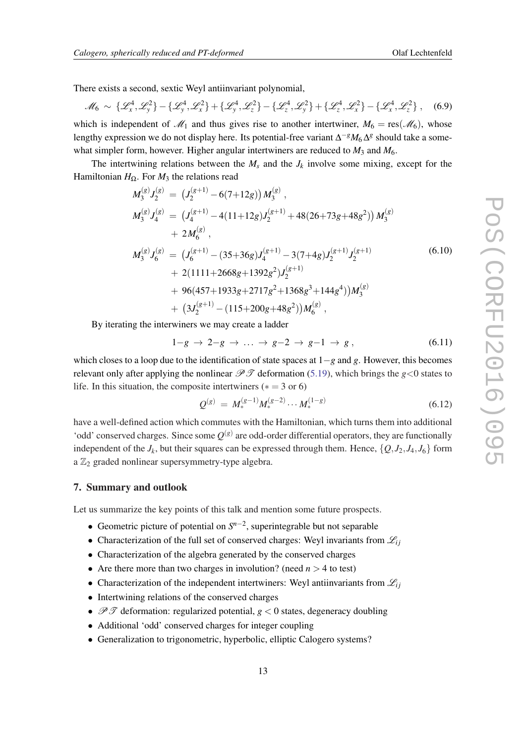There exists a second, sextic Weyl antiinvariant polynomial,

$$\mathscr{M}_6 \;\sim\; \{\mathscr{L}_x^4,\mathscr{L}_y^2\} - \{\mathscr{L}_y^4,\mathscr{L}_x^2\} + \{\mathscr{L}_y^4,\mathscr{L}_z^2\} - \{\mathscr{L}_z^4,\mathscr{L}_y^2\} + \{\mathscr{L}_z^4,\mathscr{L}_x^2\} - \{\mathscr{L}_x^4,\mathscr{L}_z^2\}\ , \tag{6.9}$$

which is independent of $\mathscr{M}_1$ and thus gives rise to another intertwiner, $M_6 = \mathrm{res}(\mathscr{M}_6)$, whose lengthy expression we do not display here. Its potential-free variant $\Delta^{-g} M_6 \Delta^g$ should take a somewhat simpler form, however. Higher angular intertwiners are reduced to $M_3$ and $M_6$.

The intertwining relations between the $M_s$ and the $J_k$ involve some mixing, except for the Hamiltonian $H_\Omega$. For $M_3$ the relations read

$$\begin{aligned}
M_3^{(g)} J_2^{(g)} \;&=\; \big(J_2^{(g+1)} - 6(7{+}12g)\big)\, M_3^{(g)}\ , \\
M_3^{(g)} J_4^{(g)} \;&=\; \big(J_4^{(g+1)} - 4(11{+}12g) J_2^{(g+1)} + 48(26{+}73g{+}48g^2)\big)\, M_3^{(g)} \\
&\quad +\, 2 M_6^{(g)}\ , \\
M_3^{(g)} J_6^{(g)} \;&=\; \big(J_6^{(g+1)} - (35{+}36g) J_4^{(g+1)} - 3(7{+}4g) J_2^{(g+1)} J_2^{(g+1)} \\
&\quad +\, 2(1111{+}2668g{+}1392g^2) J_2^{(g+1)} \\
&\quad +\, 96(457{+}1933g{+}2717g^2{+}1368g^3{+}144g^4)\big) M_3^{(g)} \\
&\quad +\, \big(3J_2^{(g+1)} - (115{+}200g{+}48g^2)\big) M_6^{(g)}\ ,
\end{aligned} \tag{6.10}$$

By iterating the interwiners we may create a ladder

$$1{-}g \;\to\; 2{-}g \;\to\; \ldots \;\to\; g{-}2 \;\to\; g{-}1 \;\to\; g\ , \tag{6.11}$$

which closes to a loop due to the identification of state spaces at $1{-}g$ and $g$. However, this becomes relevant only after applying the nonlinear $\mathscr{P}\mathscr{T}$ deformation (5.19), which brings the $g{<}0$ states to life. In this situation, the composite intertwiners ($* = 3$ or 6)

$$Q^{(g)} \;=\; M_*^{(g-1)} M_*^{(g-2)} \cdots M_*^{(1-g)} \tag{6.12}$$

have a well-defined action which commutes with the Hamiltonian, which turns them into additional 'odd' conserved charges. Since some $Q^{(g)}$ are odd-order differential operators, they are functionally independent of the $J_k$, but their squares can be expressed through them. Hence, $\{Q, J_2, J_4, J_6\}$ form a $\mathbb{Z}_2$ graded nonlinear supersymmetry-type algebra.

## 7. Summary and outlook

Let us summarize the key points of this talk and mention some future prospects.

- Geometric picture of potential on $S^{n-2}$, superintegrable but not separable
- Characterization of the full set of conserved charges: Weyl invariants from $\mathscr{L}_{ij}$
- Characterization of the algebra generated by the conserved charges
- Are there more than two charges in involution? (need $n > 4$ to test)
- Characterization of the independent intertwiners: Weyl antiinvariants from $\mathscr{L}_{ij}$
- Intertwining relations of the conserved charges
- $\mathscr{P}\mathscr{T}$ deformation: regularized potential, $g < 0$ states, degeneracy doubling
- Additional 'odd' conserved charges for integer coupling
- Generalization to trigonometric, hyperbolic, elliptic Calogero systems?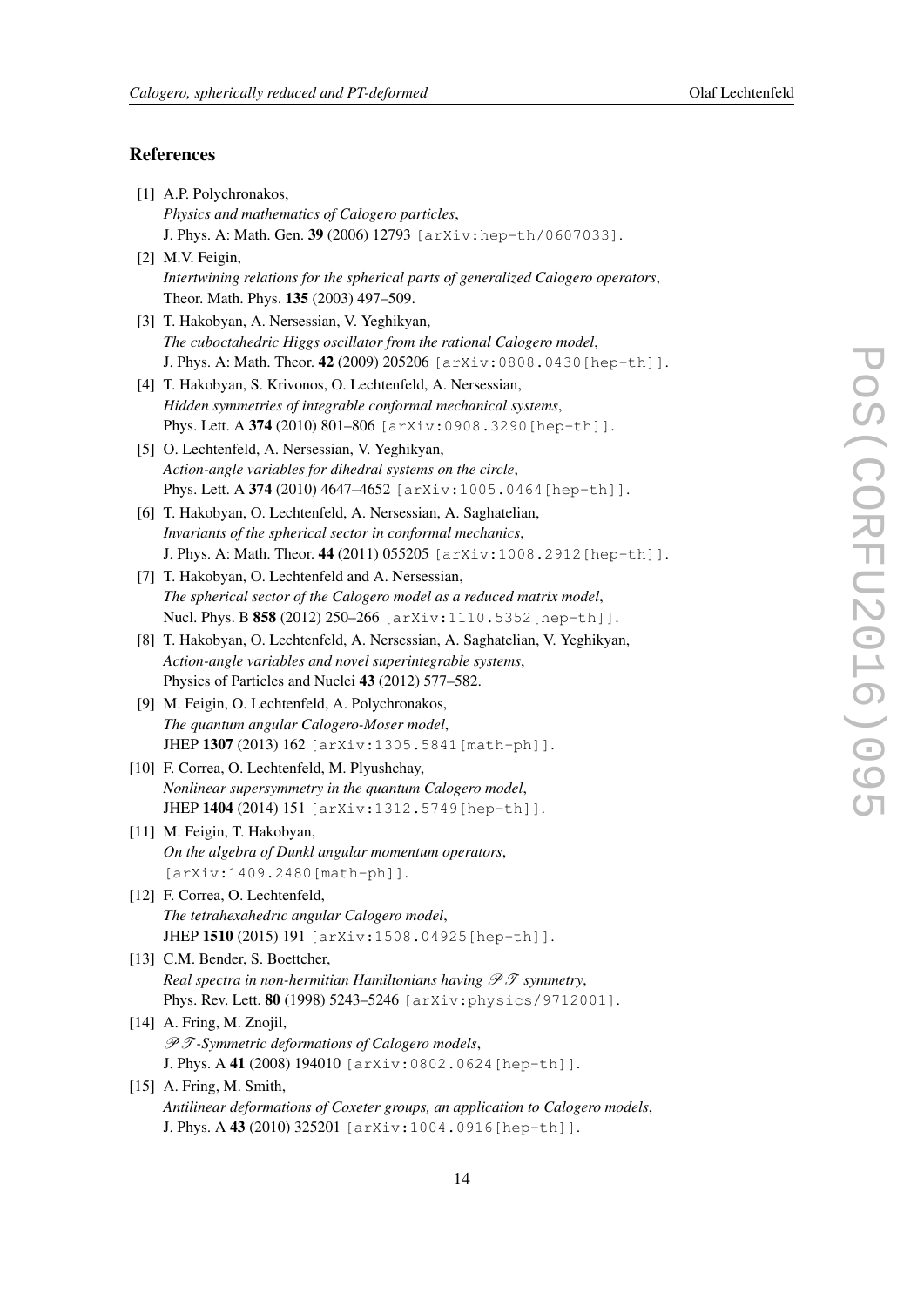## References

[1] A.P. Polychronakos,
*Physics and mathematics of Calogero particles*,
J. Phys. A: Math. Gen. **39** (2006) 12793 [arXiv:hep-th/0607033].

[2] M.V. Feigin,
*Intertwining relations for the spherical parts of generalized Calogero operators*,
Theor. Math. Phys. **135** (2003) 497–509.

[3] T. Hakobyan, A. Nersessian, V. Yeghikyan,
*The cuboctahedric Higgs oscillator from the rational Calogero model*,
J. Phys. A: Math. Theor. **42** (2009) 205206 [arXiv:0808.0430[hep-th]].

[4] T. Hakobyan, S. Krivonos, O. Lechtenfeld, A. Nersessian,
*Hidden symmetries of integrable conformal mechanical systems*,
Phys. Lett. A **374** (2010) 801–806 [arXiv:0908.3290[hep-th]].

[5] O. Lechtenfeld, A. Nersessian, V. Yeghikyan,
*Action-angle variables for dihedral systems on the circle*,
Phys. Lett. A **374** (2010) 4647–4652 [arXiv:1005.0464[hep-th]].

[6] T. Hakobyan, O. Lechtenfeld, A. Nersessian, A. Saghatelian,
*Invariants of the spherical sector in conformal mechanics*,
J. Phys. A: Math. Theor. **44** (2011) 055205 [arXiv:1008.2912[hep-th]].

[7] T. Hakobyan, O. Lechtenfeld and A. Nersessian,
*The spherical sector of the Calogero model as a reduced matrix model*,
Nucl. Phys. B **858** (2012) 250–266 [arXiv:1110.5352[hep-th]].

[8] T. Hakobyan, O. Lechtenfeld, A. Nersessian, A. Saghatelian, V. Yeghikyan,
*Action-angle variables and novel superintegrable systems*,
Physics of Particles and Nuclei **43** (2012) 577–582.

[9] M. Feigin, O. Lechtenfeld, A. Polychronakos,
*The quantum angular Calogero-Moser model*,
JHEP **1307** (2013) 162 [arXiv:1305.5841[math-ph]].

[10] F. Correa, O. Lechtenfeld, M. Plyushchay,
*Nonlinear supersymmetry in the quantum Calogero model*,
JHEP **1404** (2014) 151 [arXiv:1312.5749[hep-th]].

[11] M. Feigin, T. Hakobyan,
*On the algebra of Dunkl angular momentum operators*,
[arXiv:1409.2480[math-ph]].

[12] F. Correa, O. Lechtenfeld,
*The tetrahexahedric angular Calogero model*,
JHEP **1510** (2015) 191 [arXiv:1508.04925[hep-th]].

[13] C.M. Bender, S. Boettcher,
*Real spectra in non-hermitian Hamiltonians having $\mathcal{PT}$ symmetry*,
Phys. Rev. Lett. **80** (1998) 5243–5246 [arXiv:physics/9712001].

[14] A. Fring, M. Znojil,
*$\mathcal{PT}$-Symmetric deformations of Calogero models*,
J. Phys. A **41** (2008) 194010 [arXiv:0802.0624[hep-th]].

[15] A. Fring, M. Smith,
*Antilinear deformations of Coxeter groups, an application to Calogero models*,
J. Phys. A **43** (2010) 325201 [arXiv:1004.0916[hep-th]].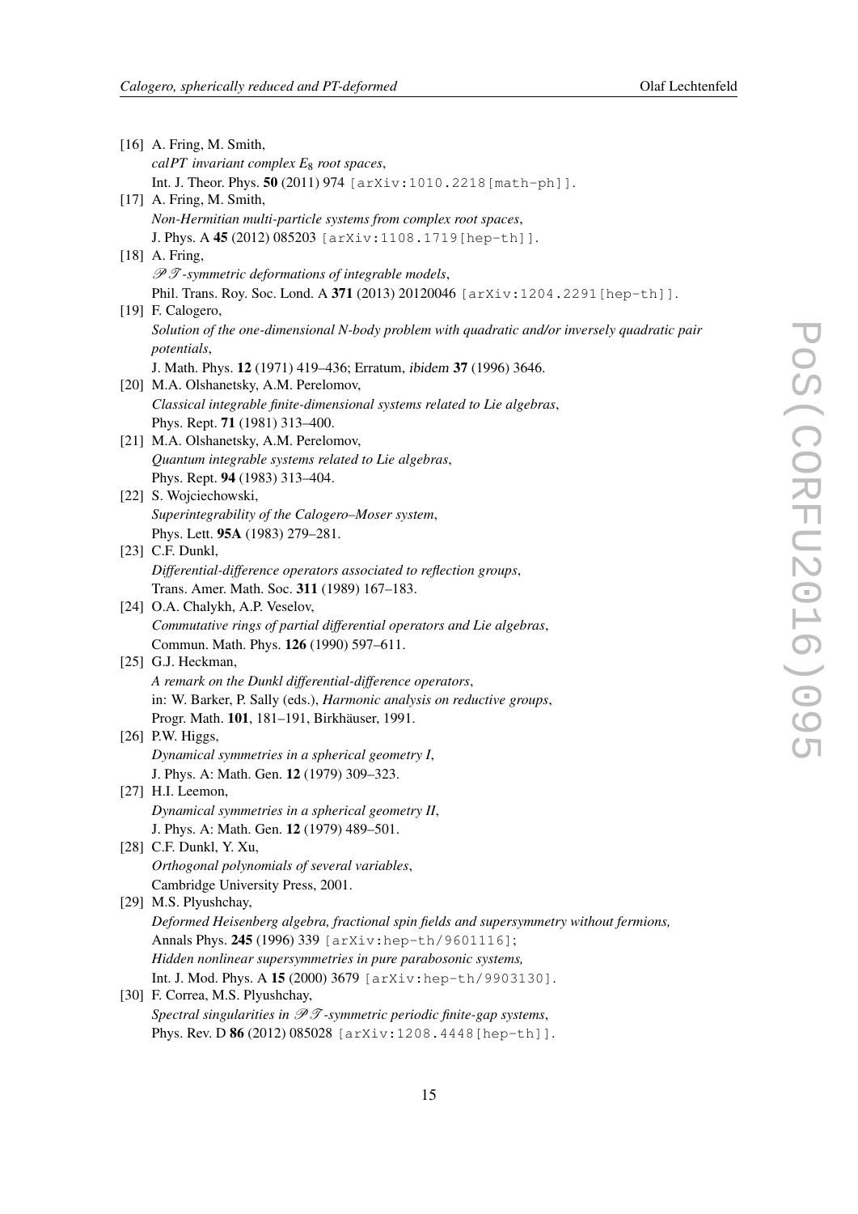[16] A. Fring, M. Smith,
*calPT invariant complex $E_8$ root spaces*,
Int. J. Theor. Phys. **50** (2011) 974 [arXiv:1010.2218[math-ph]].

[17] A. Fring, M. Smith,
*Non-Hermitian multi-particle systems from complex root spaces*,
J. Phys. A **45** (2012) 085203 [arXiv:1108.1719[hep-th]].

[18] A. Fring,
*$\mathcal{PT}$-symmetric deformations of integrable models*,
Phil. Trans. Roy. Soc. Lond. A **371** (2013) 20120046 [arXiv:1204.2291[hep-th]].

[19] F. Calogero,
*Solution of the one-dimensional N-body problem with quadratic and/or inversely quadratic pair potentials*,
J. Math. Phys. **12** (1971) 419–436; Erratum, *ibidem* **37** (1996) 3646.

[20] M.A. Olshanetsky, A.M. Perelomov,
*Classical integrable finite-dimensional systems related to Lie algebras*,
Phys. Rept. **71** (1981) 313–400.

[21] M.A. Olshanetsky, A.M. Perelomov,
*Quantum integrable systems related to Lie algebras*,
Phys. Rept. **94** (1983) 313–404.

[22] S. Wojciechowski,
*Superintegrability of the Calogero–Moser system*,
Phys. Lett. **95A** (1983) 279–281.

[23] C.F. Dunkl,
*Differential-difference operators associated to reflection groups*,
Trans. Amer. Math. Soc. **311** (1989) 167–183.

[24] O.A. Chalykh, A.P. Veselov,
*Commutative rings of partial differential operators and Lie algebras*,
Commun. Math. Phys. **126** (1990) 597–611.

[25] G.J. Heckman,
*A remark on the Dunkl differential-difference operators*,
in: W. Barker, P. Sally (eds.), *Harmonic analysis on reductive groups*,
Progr. Math. **101**, 181–191, Birkhäuser, 1991.

[26] P.W. Higgs,
*Dynamical symmetries in a spherical geometry I*,
J. Phys. A: Math. Gen. **12** (1979) 309–323.

[27] H.I. Leemon,
*Dynamical symmetries in a spherical geometry II*,
J. Phys. A: Math. Gen. **12** (1979) 489–501.

[28] C.F. Dunkl, Y. Xu,
*Orthogonal polynomials of several variables*,
Cambridge University Press, 2001.

[29] M.S. Plyushchay,
*Deformed Heisenberg algebra, fractional spin fields and supersymmetry without fermions,*
Annals Phys. **245** (1996) 339 [arXiv:hep-th/9601116];
*Hidden nonlinear supersymmetries in pure parabosonic systems,*
Int. J. Mod. Phys. A **15** (2000) 3679 [arXiv:hep-th/9903130].

[30] F. Correa, M.S. Plyushchay,
*Spectral singularities in $\mathcal{PT}$-symmetric periodic finite-gap systems*,
Phys. Rev. D **86** (2012) 085028 [arXiv:1208.4448[hep-th]].